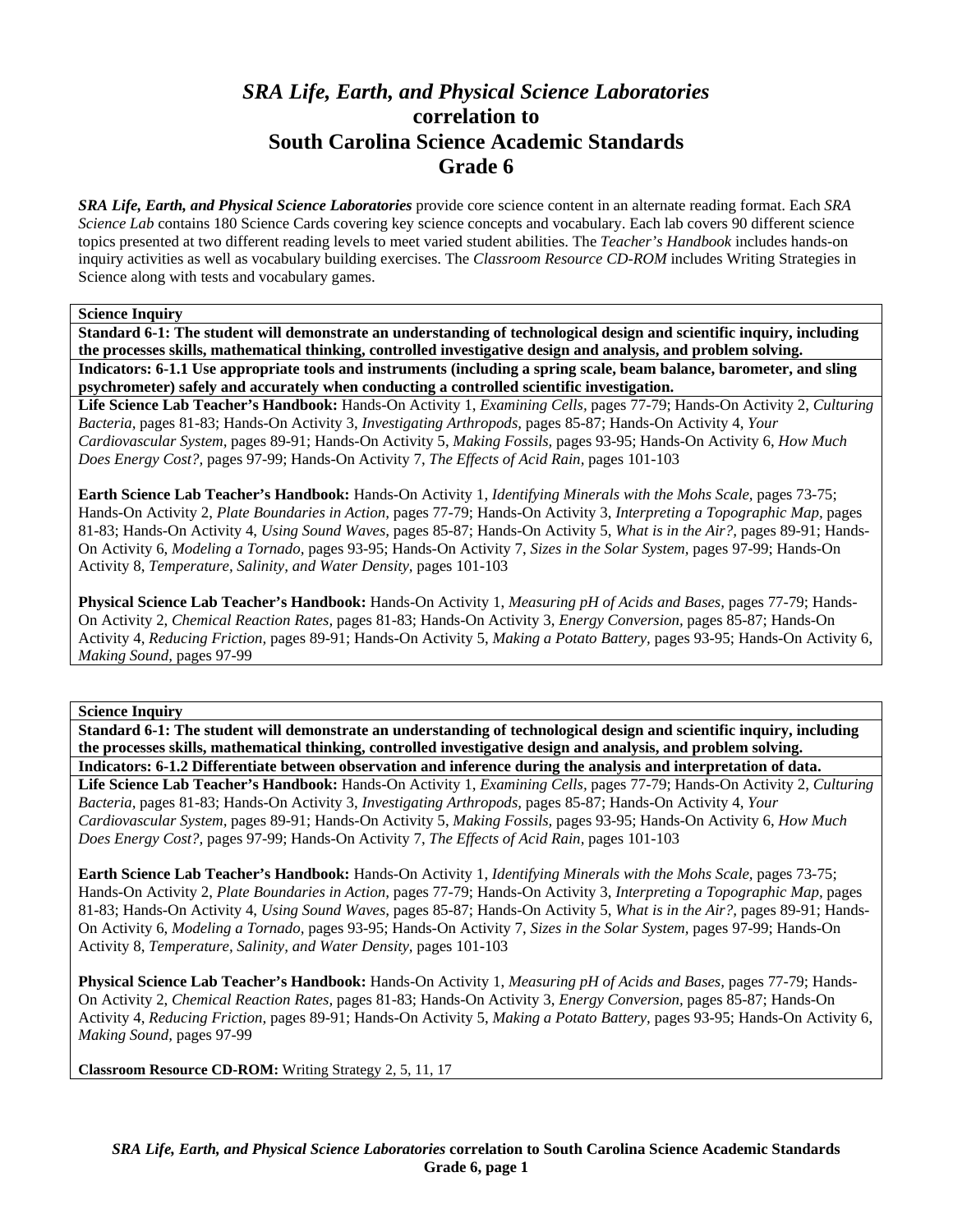# *SRA Life, Earth, and Physical Science Laboratories* correlation to South Carolina Science Academic Standards Grade 6

***SRA Life, Earth, and Physical Science Laboratories*** provide core science content in an alternate reading format. Each *SRA Science Lab* contains 180 Science Cards covering key science concepts and vocabulary. Each lab covers 90 different science topics presented at two different reading levels to meet varied student abilities. The *Teacher's Handbook* includes hands-on inquiry activities as well as vocabulary building exercises. The *Classroom Resource CD-ROM* includes Writing Strategies in Science along with tests and vocabulary games.

**Science Inquiry**

**Standard 6-1: The student will demonstrate an understanding of technological design and scientific inquiry, including the processes skills, mathematical thinking, controlled investigative design and analysis, and problem solving.**

**Indicators: 6-1.1 Use appropriate tools and instruments (including a spring scale, beam balance, barometer, and sling psychrometer) safely and accurately when conducting a controlled scientific investigation.**

**Life Science Lab Teacher's Handbook:** Hands-On Activity 1, *Examining Cells,* pages 77-79; Hands-On Activity 2, *Culturing Bacteria,* pages 81-83; Hands-On Activity 3, *Investigating Arthropods,* pages 85-87; Hands-On Activity 4, *Your Cardiovascular System,* pages 89-91; Hands-On Activity 5, *Making Fossils,* pages 93-95; Hands-On Activity 6, *How Much Does Energy Cost?,* pages 97-99; Hands-On Activity 7, *The Effects of Acid Rain,* pages 101-103

**Earth Science Lab Teacher's Handbook:** Hands-On Activity 1, *Identifying Minerals with the Mohs Scale,* pages 73-75; Hands-On Activity 2, *Plate Boundaries in Action,* pages 77-79; Hands-On Activity 3, *Interpreting a Topographic Map,* pages 81-83; Hands-On Activity 4, *Using Sound Waves,* pages 85-87; Hands-On Activity 5, *What is in the Air?,* pages 89-91; Hands-On Activity 6, *Modeling a Tornado,* pages 93-95; Hands-On Activity 7, *Sizes in the Solar System,* pages 97-99; Hands-On Activity 8, *Temperature, Salinity, and Water Density,* pages 101-103

**Physical Science Lab Teacher's Handbook:** Hands-On Activity 1, *Measuring pH of Acids and Bases,* pages 77-79; Hands-On Activity 2, *Chemical Reaction Rates,* pages 81-83; Hands-On Activity 3, *Energy Conversion,* pages 85-87; Hands-On Activity 4, *Reducing Friction,* pages 89-91; Hands-On Activity 5, *Making a Potato Battery,* pages 93-95; Hands-On Activity 6, *Making Sound,* pages 97-99

**Science Inquiry**

**Standard 6-1: The student will demonstrate an understanding of technological design and scientific inquiry, including the processes skills, mathematical thinking, controlled investigative design and analysis, and problem solving.**

**Indicators: 6-1.2 Differentiate between observation and inference during the analysis and interpretation of data.**

**Life Science Lab Teacher's Handbook:** Hands-On Activity 1, *Examining Cells,* pages 77-79; Hands-On Activity 2, *Culturing Bacteria,* pages 81-83; Hands-On Activity 3, *Investigating Arthropods,* pages 85-87; Hands-On Activity 4, *Your Cardiovascular System,* pages 89-91; Hands-On Activity 5, *Making Fossils,* pages 93-95; Hands-On Activity 6, *How Much Does Energy Cost?,* pages 97-99; Hands-On Activity 7, *The Effects of Acid Rain,* pages 101-103

**Earth Science Lab Teacher's Handbook:** Hands-On Activity 1, *Identifying Minerals with the Mohs Scale,* pages 73-75; Hands-On Activity 2, *Plate Boundaries in Action,* pages 77-79; Hands-On Activity 3, *Interpreting a Topographic Map,* pages 81-83; Hands-On Activity 4, *Using Sound Waves,* pages 85-87; Hands-On Activity 5, *What is in the Air?,* pages 89-91; Hands-On Activity 6, *Modeling a Tornado,* pages 93-95; Hands-On Activity 7, *Sizes in the Solar System,* pages 97-99; Hands-On Activity 8, *Temperature, Salinity, and Water Density,* pages 101-103

**Physical Science Lab Teacher's Handbook:** Hands-On Activity 1, *Measuring pH of Acids and Bases,* pages 77-79; Hands-On Activity 2, *Chemical Reaction Rates,* pages 81-83; Hands-On Activity 3, *Energy Conversion,* pages 85-87; Hands-On Activity 4, *Reducing Friction,* pages 89-91; Hands-On Activity 5, *Making a Potato Battery,* pages 93-95; Hands-On Activity 6, *Making Sound,* pages 97-99

**Classroom Resource CD-ROM:** Writing Strategy 2, 5, 11, 17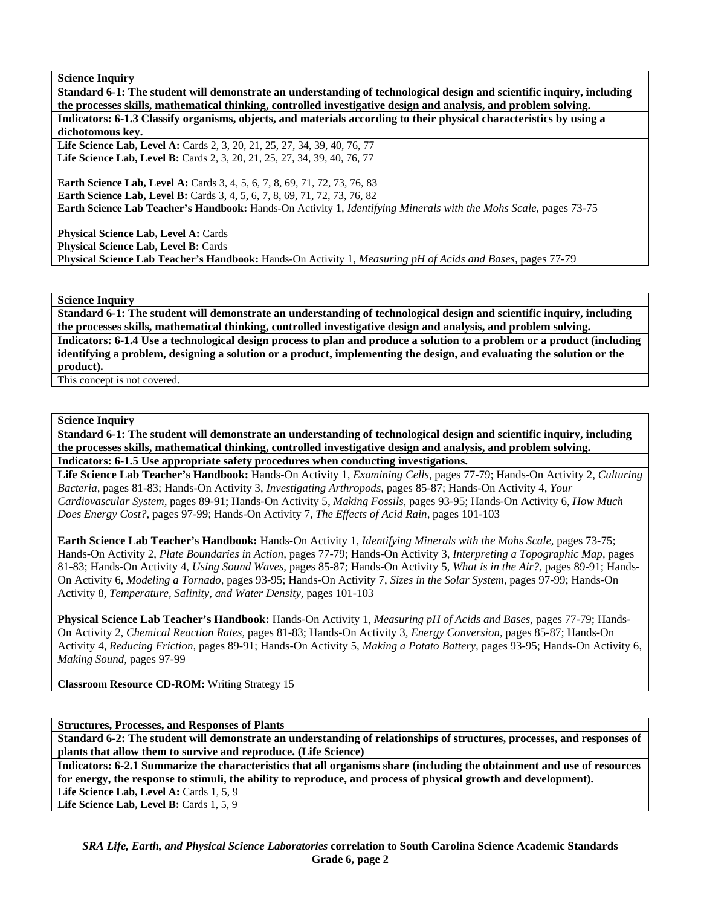**Science Inquiry**

**Standard 6-1: The student will demonstrate an understanding of technological design and scientific inquiry, including the processes skills, mathematical thinking, controlled investigative design and analysis, and problem solving.**

**Indicators: 6-1.3 Classify organisms, objects, and materials according to their physical characteristics by using a dichotomous key.**

**Life Science Lab, Level A:** Cards 2, 3, 20, 21, 25, 27, 34, 39, 40, 76, 77
**Life Science Lab, Level B:** Cards 2, 3, 20, 21, 25, 27, 34, 39, 40, 76, 77

**Earth Science Lab, Level A:** Cards 3, 4, 5, 6, 7, 8, 69, 71, 72, 73, 76, 83
**Earth Science Lab, Level B:** Cards 3, 4, 5, 6, 7, 8, 69, 71, 72, 73, 76, 82
**Earth Science Lab Teacher's Handbook:** Hands-On Activity 1, *Identifying Minerals with the Mohs Scale,* pages 73-75

**Physical Science Lab, Level A:** Cards
**Physical Science Lab, Level B:** Cards
**Physical Science Lab Teacher's Handbook:** Hands-On Activity 1, *Measuring pH of Acids and Bases,* pages 77-79

**Science Inquiry**

**Standard 6-1: The student will demonstrate an understanding of technological design and scientific inquiry, including the processes skills, mathematical thinking, controlled investigative design and analysis, and problem solving.**

**Indicators: 6-1.4 Use a technological design process to plan and produce a solution to a problem or a product (including identifying a problem, designing a solution or a product, implementing the design, and evaluating the solution or the product).**

This concept is not covered.

**Science Inquiry**

**Standard 6-1: The student will demonstrate an understanding of technological design and scientific inquiry, including the processes skills, mathematical thinking, controlled investigative design and analysis, and problem solving.**

**Indicators: 6-1.5 Use appropriate safety procedures when conducting investigations.**

**Life Science Lab Teacher's Handbook:** Hands-On Activity 1, *Examining Cells,* pages 77-79; Hands-On Activity 2, *Culturing Bacteria,* pages 81-83; Hands-On Activity 3, *Investigating Arthropods,* pages 85-87; Hands-On Activity 4, *Your Cardiovascular System,* pages 89-91; Hands-On Activity 5, *Making Fossils,* pages 93-95; Hands-On Activity 6, *How Much Does Energy Cost?,* pages 97-99; Hands-On Activity 7, *The Effects of Acid Rain,* pages 101-103

**Earth Science Lab Teacher's Handbook:** Hands-On Activity 1, *Identifying Minerals with the Mohs Scale,* pages 73-75; Hands-On Activity 2, *Plate Boundaries in Action,* pages 77-79; Hands-On Activity 3, *Interpreting a Topographic Map,* pages 81-83; Hands-On Activity 4, *Using Sound Waves,* pages 85-87; Hands-On Activity 5, *What is in the Air?,* pages 89-91; Hands-On Activity 6, *Modeling a Tornado,* pages 93-95; Hands-On Activity 7, *Sizes in the Solar System,* pages 97-99; Hands-On Activity 8, *Temperature, Salinity, and Water Density,* pages 101-103

**Physical Science Lab Teacher's Handbook:** Hands-On Activity 1, *Measuring pH of Acids and Bases,* pages 77-79; Hands-On Activity 2, *Chemical Reaction Rates,* pages 81-83; Hands-On Activity 3, *Energy Conversion,* pages 85-87; Hands-On Activity 4, *Reducing Friction,* pages 89-91; Hands-On Activity 5, *Making a Potato Battery*, pages 93-95; Hands-On Activity 6, *Making Sound,* pages 97-99

**Classroom Resource CD-ROM:** Writing Strategy 15

**Structures, Processes, and Responses of Plants**

**Standard 6-2: The student will demonstrate an understanding of relationships of structures, processes, and responses of plants that allow them to survive and reproduce. (Life Science)**

**Indicators: 6-2.1 Summarize the characteristics that all organisms share (including the obtainment and use of resources for energy, the response to stimuli, the ability to reproduce, and process of physical growth and development).**

**Life Science Lab, Level A:** Cards 1, 5, 9
**Life Science Lab, Level B:** Cards 1, 5, 9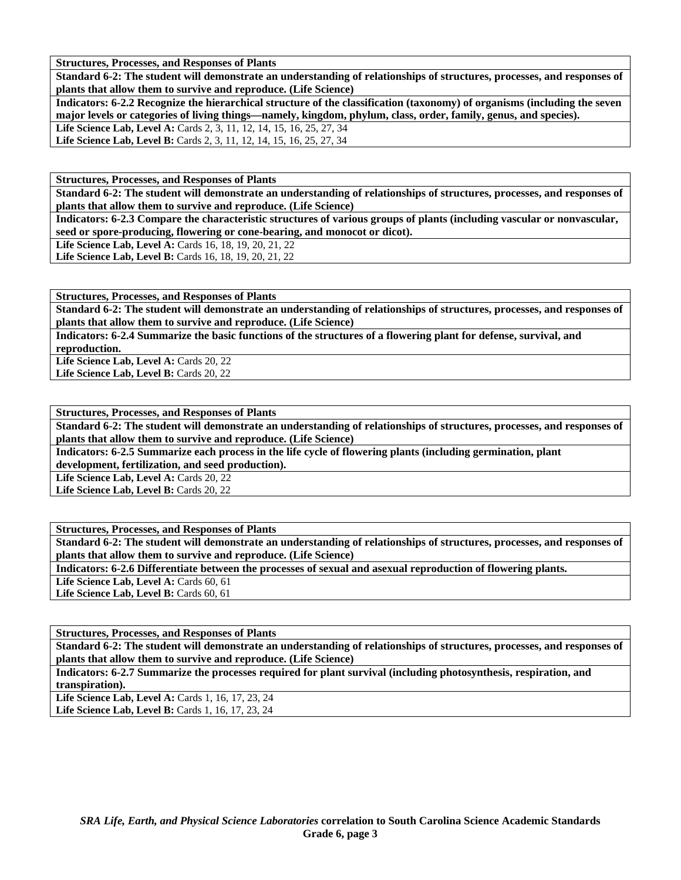**Structures, Processes, and Responses of Plants**

**Standard 6-2: The student will demonstrate an understanding of relationships of structures, processes, and responses of plants that allow them to survive and reproduce. (Life Science)**

**Indicators: 6-2.2 Recognize the hierarchical structure of the classification (taxonomy) of organisms (including the seven major levels or categories of living things—namely, kingdom, phylum, class, order, family, genus, and species).**

**Life Science Lab, Level A:** Cards 2, 3, 11, 12, 14, 15, 16, 25, 27, 34

**Life Science Lab, Level B:** Cards 2, 3, 11, 12, 14, 15, 16, 25, 27, 34

**Structures, Processes, and Responses of Plants**

**Standard 6-2: The student will demonstrate an understanding of relationships of structures, processes, and responses of plants that allow them to survive and reproduce. (Life Science)**

**Indicators: 6-2.3 Compare the characteristic structures of various groups of plants (including vascular or nonvascular, seed or spore-producing, flowering or cone-bearing, and monocot or dicot).**

**Life Science Lab, Level A:** Cards 16, 18, 19, 20, 21, 22

**Life Science Lab, Level B:** Cards 16, 18, 19, 20, 21, 22

**Structures, Processes, and Responses of Plants**

**Standard 6-2: The student will demonstrate an understanding of relationships of structures, processes, and responses of plants that allow them to survive and reproduce. (Life Science)**

**Indicators: 6-2.4 Summarize the basic functions of the structures of a flowering plant for defense, survival, and reproduction.**

**Life Science Lab, Level A:** Cards 20, 22

**Life Science Lab, Level B:** Cards 20, 22

**Structures, Processes, and Responses of Plants**

**Standard 6-2: The student will demonstrate an understanding of relationships of structures, processes, and responses of plants that allow them to survive and reproduce. (Life Science)**

**Indicators: 6-2.5 Summarize each process in the life cycle of flowering plants (including germination, plant development, fertilization, and seed production).**

**Life Science Lab, Level A:** Cards 20, 22

**Life Science Lab, Level B:** Cards 20, 22

**Structures, Processes, and Responses of Plants**

**Standard 6-2: The student will demonstrate an understanding of relationships of structures, processes, and responses of plants that allow them to survive and reproduce. (Life Science)**

**Indicators: 6-2.6 Differentiate between the processes of sexual and asexual reproduction of flowering plants.**

**Life Science Lab, Level A:** Cards 60, 61

**Life Science Lab, Level B:** Cards 60, 61

**Structures, Processes, and Responses of Plants**

**Standard 6-2: The student will demonstrate an understanding of relationships of structures, processes, and responses of plants that allow them to survive and reproduce. (Life Science)**

**Indicators: 6-2.7 Summarize the processes required for plant survival (including photosynthesis, respiration, and transpiration).**

**Life Science Lab, Level A:** Cards 1, 16, 17, 23, 24

**Life Science Lab, Level B:** Cards 1, 16, 17, 23, 24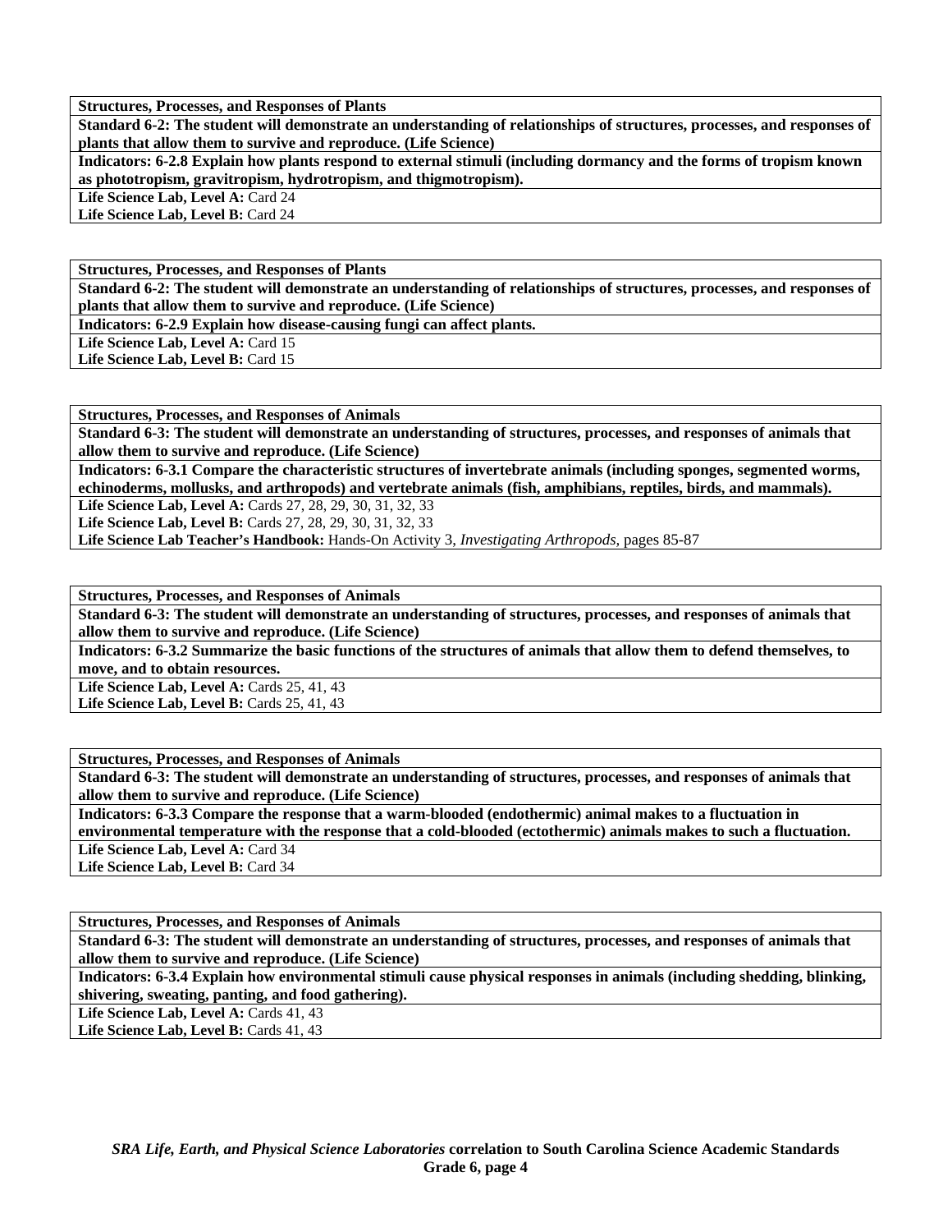**Structures, Processes, and Responses of Plants**

**Standard 6-2: The student will demonstrate an understanding of relationships of structures, processes, and responses of plants that allow them to survive and reproduce. (Life Science)**

**Indicators: 6-2.8 Explain how plants respond to external stimuli (including dormancy and the forms of tropism known as phototropism, gravitropism, hydrotropism, and thigmotropism).**

**Life Science Lab, Level A:** Card 24
**Life Science Lab, Level B:** Card 24

**Structures, Processes, and Responses of Plants**

**Standard 6-2: The student will demonstrate an understanding of relationships of structures, processes, and responses of plants that allow them to survive and reproduce. (Life Science)**

**Indicators: 6-2.9 Explain how disease-causing fungi can affect plants.**

**Life Science Lab, Level A:** Card 15
**Life Science Lab, Level B:** Card 15

**Structures, Processes, and Responses of Animals**

**Standard 6-3: The student will demonstrate an understanding of structures, processes, and responses of animals that allow them to survive and reproduce. (Life Science)**

**Indicators: 6-3.1 Compare the characteristic structures of invertebrate animals (including sponges, segmented worms, echinoderms, mollusks, and arthropods) and vertebrate animals (fish, amphibians, reptiles, birds, and mammals).**

**Life Science Lab, Level A:** Cards 27, 28, 29, 30, 31, 32, 33
**Life Science Lab, Level B:** Cards 27, 28, 29, 30, 31, 32, 33
**Life Science Lab Teacher's Handbook:** Hands-On Activity 3, *Investigating Arthropods,* pages 85-87

**Structures, Processes, and Responses of Animals**

**Standard 6-3: The student will demonstrate an understanding of structures, processes, and responses of animals that allow them to survive and reproduce. (Life Science)**

**Indicators: 6-3.2 Summarize the basic functions of the structures of animals that allow them to defend themselves, to move, and to obtain resources.**

**Life Science Lab, Level A:** Cards 25, 41, 43
**Life Science Lab, Level B:** Cards 25, 41, 43

**Structures, Processes, and Responses of Animals**

**Standard 6-3: The student will demonstrate an understanding of structures, processes, and responses of animals that allow them to survive and reproduce. (Life Science)**

**Indicators: 6-3.3 Compare the response that a warm-blooded (endothermic) animal makes to a fluctuation in environmental temperature with the response that a cold-blooded (ectothermic) animals makes to such a fluctuation.**

**Life Science Lab, Level A:** Card 34
**Life Science Lab, Level B:** Card 34

**Structures, Processes, and Responses of Animals**

**Standard 6-3: The student will demonstrate an understanding of structures, processes, and responses of animals that allow them to survive and reproduce. (Life Science)**

**Indicators: 6-3.4 Explain how environmental stimuli cause physical responses in animals (including shedding, blinking, shivering, sweating, panting, and food gathering).**

**Life Science Lab, Level A:** Cards 41, 43
**Life Science Lab, Level B:** Cards 41, 43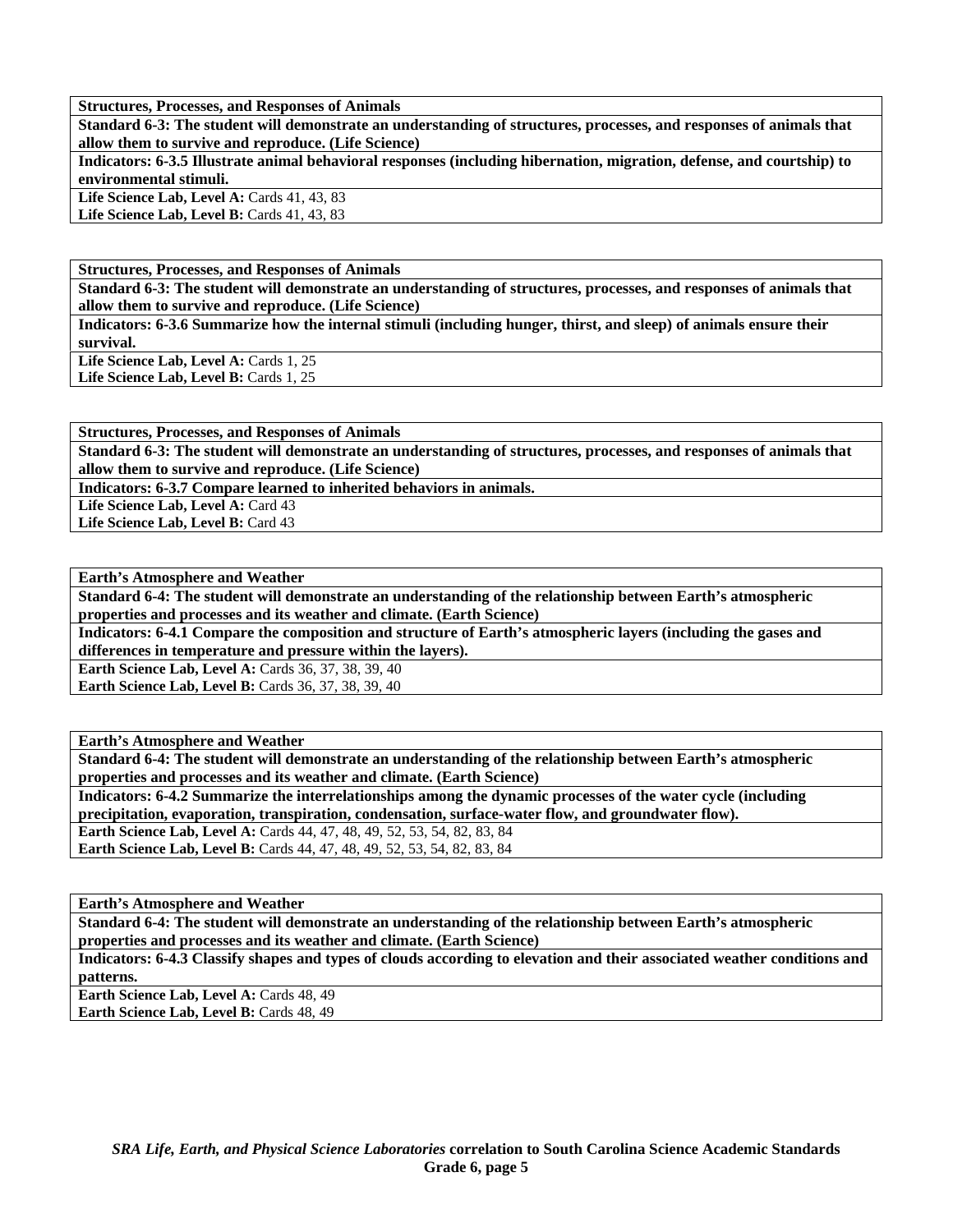**Structures, Processes, and Responses of Animals**

**Standard 6-3: The student will demonstrate an understanding of structures, processes, and responses of animals that allow them to survive and reproduce. (Life Science)**

**Indicators: 6-3.5 Illustrate animal behavioral responses (including hibernation, migration, defense, and courtship) to environmental stimuli.**

**Life Science Lab, Level A:** Cards 41, 43, 83
**Life Science Lab, Level B:** Cards 41, 43, 83

**Structures, Processes, and Responses of Animals**

**Standard 6-3: The student will demonstrate an understanding of structures, processes, and responses of animals that allow them to survive and reproduce. (Life Science)**

**Indicators: 6-3.6 Summarize how the internal stimuli (including hunger, thirst, and sleep) of animals ensure their survival.**

**Life Science Lab, Level A:** Cards 1, 25
**Life Science Lab, Level B:** Cards 1, 25

**Structures, Processes, and Responses of Animals**

**Standard 6-3: The student will demonstrate an understanding of structures, processes, and responses of animals that allow them to survive and reproduce. (Life Science)**

**Indicators: 6-3.7 Compare learned to inherited behaviors in animals.**

**Life Science Lab, Level A:** Card 43
**Life Science Lab, Level B:** Card 43

**Earth's Atmosphere and Weather**

**Standard 6-4: The student will demonstrate an understanding of the relationship between Earth's atmospheric properties and processes and its weather and climate. (Earth Science)**

**Indicators: 6-4.1 Compare the composition and structure of Earth's atmospheric layers (including the gases and differences in temperature and pressure within the layers).**

**Earth Science Lab, Level A:** Cards 36, 37, 38, 39, 40
**Earth Science Lab, Level B:** Cards 36, 37, 38, 39, 40

**Earth's Atmosphere and Weather**

**Standard 6-4: The student will demonstrate an understanding of the relationship between Earth's atmospheric properties and processes and its weather and climate. (Earth Science)**

**Indicators: 6-4.2 Summarize the interrelationships among the dynamic processes of the water cycle (including precipitation, evaporation, transpiration, condensation, surface-water flow, and groundwater flow).**

**Earth Science Lab, Level A:** Cards 44, 47, 48, 49, 52, 53, 54, 82, 83, 84
**Earth Science Lab, Level B:** Cards 44, 47, 48, 49, 52, 53, 54, 82, 83, 84

**Earth's Atmosphere and Weather**

**Standard 6-4: The student will demonstrate an understanding of the relationship between Earth's atmospheric properties and processes and its weather and climate. (Earth Science)**

**Indicators: 6-4.3 Classify shapes and types of clouds according to elevation and their associated weather conditions and patterns.**

**Earth Science Lab, Level A:** Cards 48, 49
**Earth Science Lab, Level B:** Cards 48, 49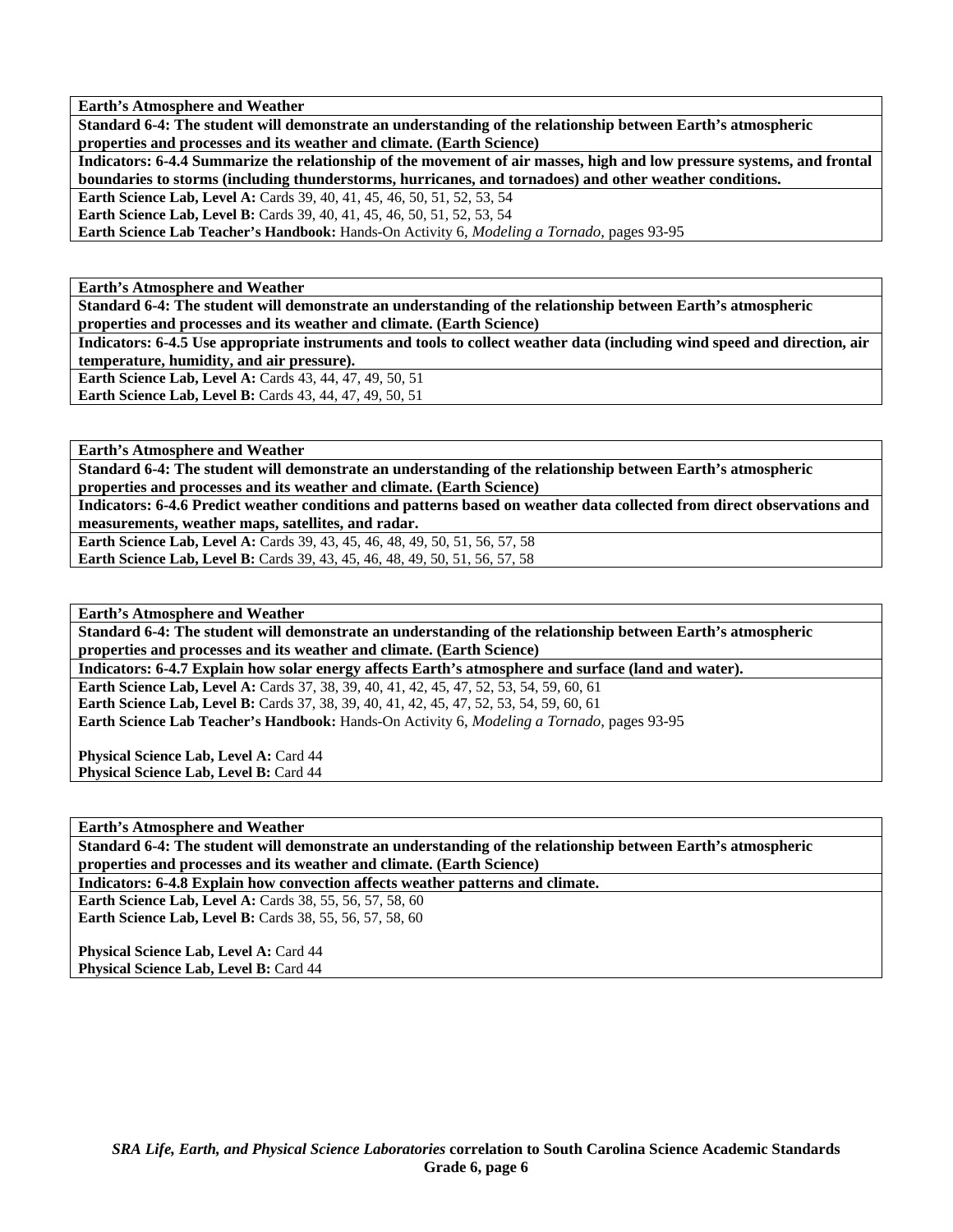**Earth's Atmosphere and Weather**

**Standard 6-4: The student will demonstrate an understanding of the relationship between Earth's atmospheric properties and processes and its weather and climate. (Earth Science)**

**Indicators: 6-4.4 Summarize the relationship of the movement of air masses, high and low pressure systems, and frontal boundaries to storms (including thunderstorms, hurricanes, and tornadoes) and other weather conditions.**

**Earth Science Lab, Level A:** Cards 39, 40, 41, 45, 46, 50, 51, 52, 53, 54
**Earth Science Lab, Level B:** Cards 39, 40, 41, 45, 46, 50, 51, 52, 53, 54
**Earth Science Lab Teacher's Handbook:** Hands-On Activity 6, *Modeling a Tornado,* pages 93-95

---

**Earth's Atmosphere and Weather**

**Standard 6-4: The student will demonstrate an understanding of the relationship between Earth's atmospheric properties and processes and its weather and climate. (Earth Science)**

**Indicators: 6-4.5 Use appropriate instruments and tools to collect weather data (including wind speed and direction, air temperature, humidity, and air pressure).**

**Earth Science Lab, Level A:** Cards 43, 44, 47, 49, 50, 51
**Earth Science Lab, Level B:** Cards 43, 44, 47, 49, 50, 51

---

**Earth's Atmosphere and Weather**

**Standard 6-4: The student will demonstrate an understanding of the relationship between Earth's atmospheric properties and processes and its weather and climate. (Earth Science)**

**Indicators: 6-4.6 Predict weather conditions and patterns based on weather data collected from direct observations and measurements, weather maps, satellites, and radar.**

**Earth Science Lab, Level A:** Cards 39, 43, 45, 46, 48, 49, 50, 51, 56, 57, 58
**Earth Science Lab, Level B:** Cards 39, 43, 45, 46, 48, 49, 50, 51, 56, 57, 58

---

**Earth's Atmosphere and Weather**

**Standard 6-4: The student will demonstrate an understanding of the relationship between Earth's atmospheric properties and processes and its weather and climate. (Earth Science)**

**Indicators: 6-4.7 Explain how solar energy affects Earth's atmosphere and surface (land and water).**

**Earth Science Lab, Level A:** Cards 37, 38, 39, 40, 41, 42, 45, 47, 52, 53, 54, 59, 60, 61
**Earth Science Lab, Level B:** Cards 37, 38, 39, 40, 41, 42, 45, 47, 52, 53, 54, 59, 60, 61
**Earth Science Lab Teacher's Handbook:** Hands-On Activity 6, *Modeling a Tornado,* pages 93-95

**Physical Science Lab, Level A:** Card 44
**Physical Science Lab, Level B:** Card 44

---

**Earth's Atmosphere and Weather**

**Standard 6-4: The student will demonstrate an understanding of the relationship between Earth's atmospheric properties and processes and its weather and climate. (Earth Science)**

**Indicators: 6-4.8 Explain how convection affects weather patterns and climate.**

**Earth Science Lab, Level A:** Cards 38, 55, 56, 57, 58, 60
**Earth Science Lab, Level B:** Cards 38, 55, 56, 57, 58, 60

**Physical Science Lab, Level A:** Card 44
**Physical Science Lab, Level B:** Card 44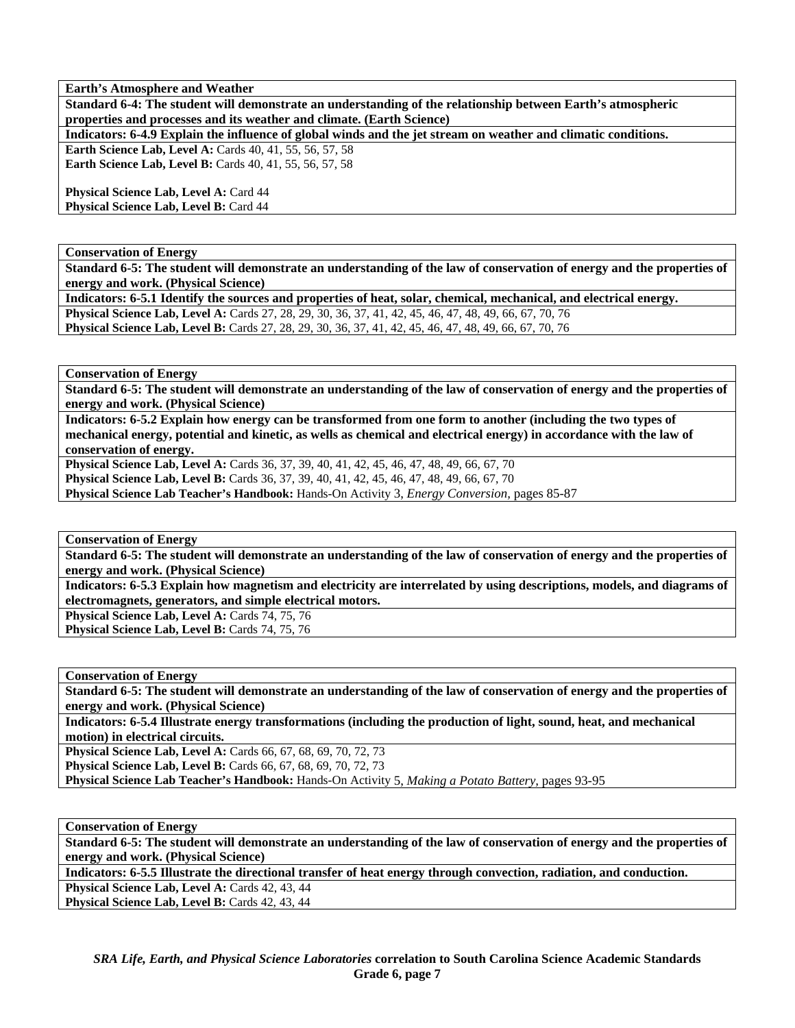**Earth's Atmosphere and Weather**

**Standard 6-4: The student will demonstrate an understanding of the relationship between Earth's atmospheric properties and processes and its weather and climate. (Earth Science)**

**Indicators: 6-4.9 Explain the influence of global winds and the jet stream on weather and climatic conditions.**

**Earth Science Lab, Level A:** Cards 40, 41, 55, 56, 57, 58
**Earth Science Lab, Level B:** Cards 40, 41, 55, 56, 57, 58

**Physical Science Lab, Level A:** Card 44
**Physical Science Lab, Level B:** Card 44

---

**Conservation of Energy**

**Standard 6-5: The student will demonstrate an understanding of the law of conservation of energy and the properties of energy and work. (Physical Science)**

**Indicators: 6-5.1 Identify the sources and properties of heat, solar, chemical, mechanical, and electrical energy.**

**Physical Science Lab, Level A:** Cards 27, 28, 29, 30, 36, 37, 41, 42, 45, 46, 47, 48, 49, 66, 67, 70, 76
**Physical Science Lab, Level B:** Cards 27, 28, 29, 30, 36, 37, 41, 42, 45, 46, 47, 48, 49, 66, 67, 70, 76

---

**Conservation of Energy**

**Standard 6-5: The student will demonstrate an understanding of the law of conservation of energy and the properties of energy and work. (Physical Science)**

**Indicators: 6-5.2 Explain how energy can be transformed from one form to another (including the two types of mechanical energy, potential and kinetic, as wells as chemical and electrical energy) in accordance with the law of conservation of energy.**

**Physical Science Lab, Level A:** Cards 36, 37, 39, 40, 41, 42, 45, 46, 47, 48, 49, 66, 67, 70
**Physical Science Lab, Level B:** Cards 36, 37, 39, 40, 41, 42, 45, 46, 47, 48, 49, 66, 67, 70
**Physical Science Lab Teacher's Handbook:** Hands-On Activity 3, *Energy Conversion,* pages 85-87

---

**Conservation of Energy**

**Standard 6-5: The student will demonstrate an understanding of the law of conservation of energy and the properties of energy and work. (Physical Science)**

**Indicators: 6-5.3 Explain how magnetism and electricity are interrelated by using descriptions, models, and diagrams of electromagnets, generators, and simple electrical motors.**

**Physical Science Lab, Level A:** Cards 74, 75, 76
**Physical Science Lab, Level B:** Cards 74, 75, 76

---

**Conservation of Energy**

**Standard 6-5: The student will demonstrate an understanding of the law of conservation of energy and the properties of energy and work. (Physical Science)**

**Indicators: 6-5.4 Illustrate energy transformations (including the production of light, sound, heat, and mechanical motion) in electrical circuits.**

**Physical Science Lab, Level A:** Cards 66, 67, 68, 69, 70, 72, 73
**Physical Science Lab, Level B:** Cards 66, 67, 68, 69, 70, 72, 73
**Physical Science Lab Teacher's Handbook:** Hands-On Activity 5, *Making a Potato Battery,* pages 93-95

---

**Conservation of Energy**

**Standard 6-5: The student will demonstrate an understanding of the law of conservation of energy and the properties of energy and work. (Physical Science)**

**Indicators: 6-5.5 Illustrate the directional transfer of heat energy through convection, radiation, and conduction.**

**Physical Science Lab, Level A:** Cards 42, 43, 44
**Physical Science Lab, Level B:** Cards 42, 43, 44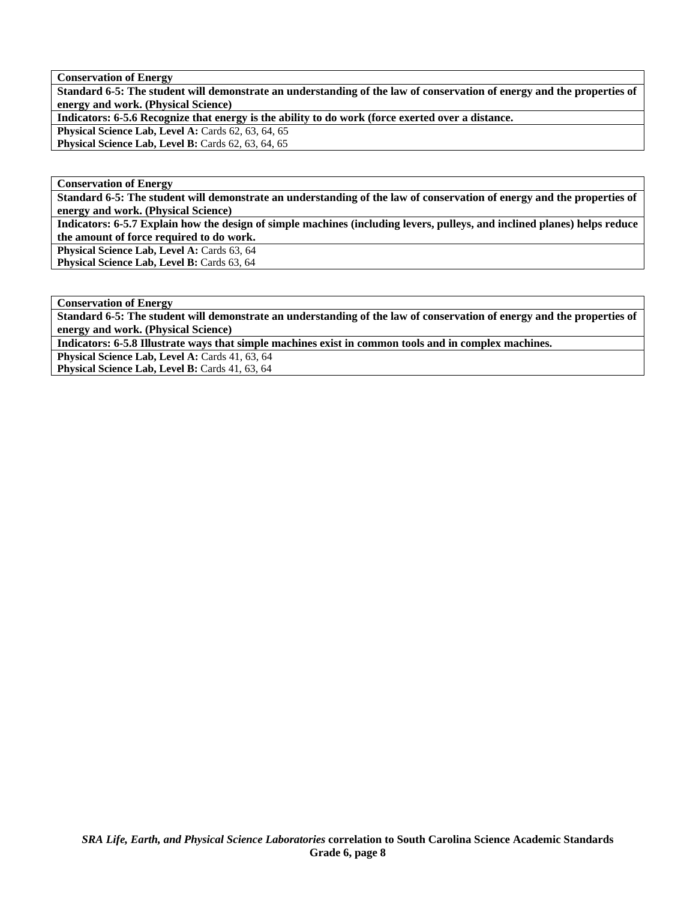**Conservation of Energy**

**Standard 6-5: The student will demonstrate an understanding of the law of conservation of energy and the properties of energy and work. (Physical Science)**

**Indicators: 6-5.6 Recognize that energy is the ability to do work (force exerted over a distance.**

**Physical Science Lab, Level A:** Cards 62, 63, 64, 65

**Physical Science Lab, Level B:** Cards 62, 63, 64, 65

**Conservation of Energy**

**Standard 6-5: The student will demonstrate an understanding of the law of conservation of energy and the properties of energy and work. (Physical Science)**

**Indicators: 6-5.7 Explain how the design of simple machines (including levers, pulleys, and inclined planes) helps reduce the amount of force required to do work.**

**Physical Science Lab, Level A:** Cards 63, 64

**Physical Science Lab, Level B:** Cards 63, 64

**Conservation of Energy**

**Standard 6-5: The student will demonstrate an understanding of the law of conservation of energy and the properties of energy and work. (Physical Science)**

**Indicators: 6-5.8 Illustrate ways that simple machines exist in common tools and in complex machines.**

**Physical Science Lab, Level A:** Cards 41, 63, 64

**Physical Science Lab, Level B:** Cards 41, 63, 64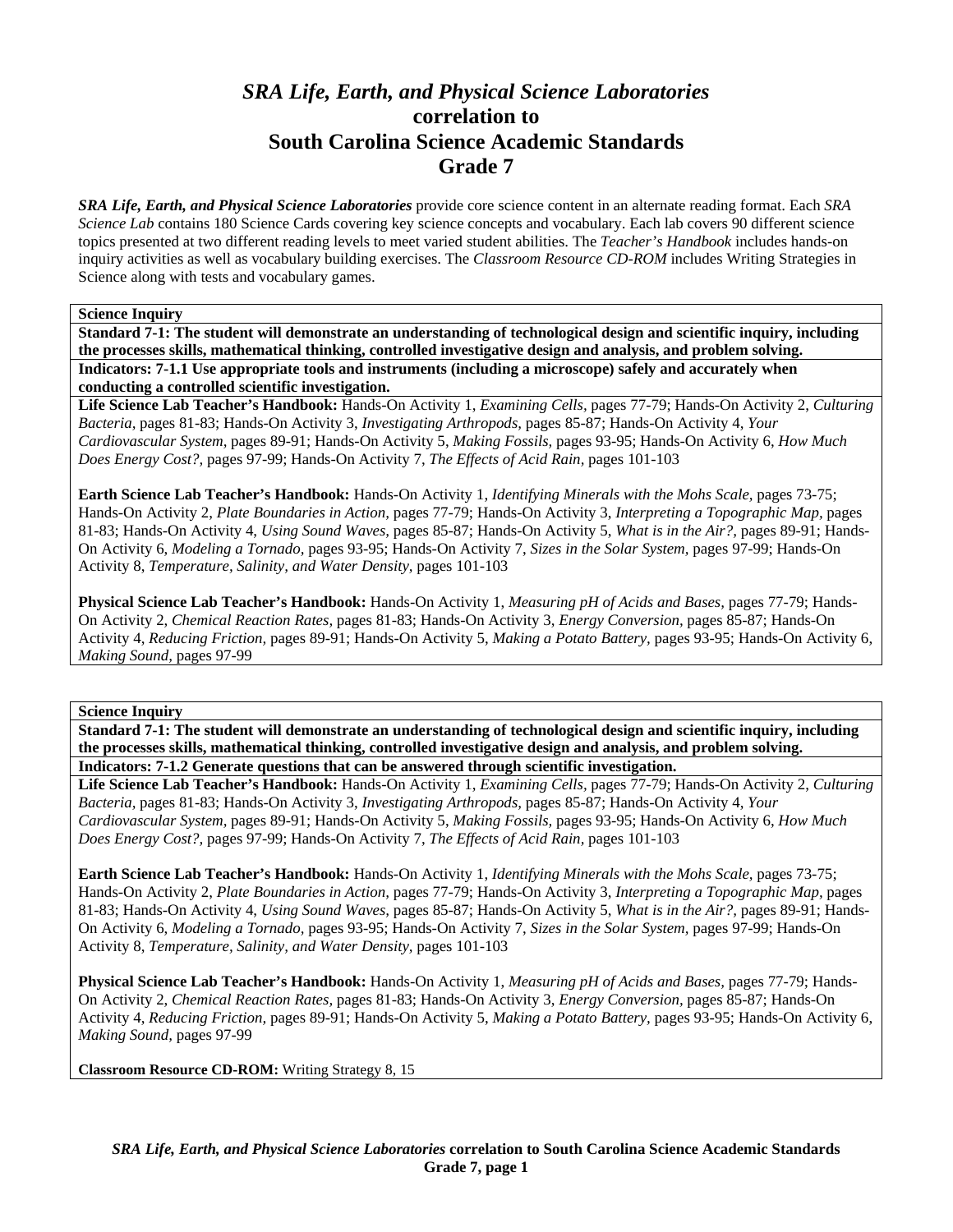# *SRA Life, Earth, and Physical Science Laboratories*
# correlation to
# South Carolina Science Academic Standards
# Grade 7

***SRA Life, Earth, and Physical Science Laboratories*** provide core science content in an alternate reading format. Each *SRA Science Lab* contains 180 Science Cards covering key science concepts and vocabulary. Each lab covers 90 different science topics presented at two different reading levels to meet varied student abilities. The *Teacher's Handbook* includes hands-on inquiry activities as well as vocabulary building exercises. The *Classroom Resource CD-ROM* includes Writing Strategies in Science along with tests and vocabulary games.

**Science Inquiry**

**Standard 7-1: The student will demonstrate an understanding of technological design and scientific inquiry, including the processes skills, mathematical thinking, controlled investigative design and analysis, and problem solving.**

**Indicators: 7-1.1 Use appropriate tools and instruments (including a microscope) safely and accurately when conducting a controlled scientific investigation.**

**Life Science Lab Teacher's Handbook:** Hands-On Activity 1, *Examining Cells,* pages 77-79; Hands-On Activity 2, *Culturing Bacteria,* pages 81-83; Hands-On Activity 3, *Investigating Arthropods,* pages 85-87; Hands-On Activity 4, *Your Cardiovascular System,* pages 89-91; Hands-On Activity 5, *Making Fossils,* pages 93-95; Hands-On Activity 6, *How Much Does Energy Cost?,* pages 97-99; Hands-On Activity 7, *The Effects of Acid Rain,* pages 101-103

**Earth Science Lab Teacher's Handbook:** Hands-On Activity 1, *Identifying Minerals with the Mohs Scale,* pages 73-75; Hands-On Activity 2, *Plate Boundaries in Action,* pages 77-79; Hands-On Activity 3, *Interpreting a Topographic Map,* pages 81-83; Hands-On Activity 4, *Using Sound Waves,* pages 85-87; Hands-On Activity 5, *What is in the Air?,* pages 89-91; Hands-On Activity 6, *Modeling a Tornado,* pages 93-95; Hands-On Activity 7, *Sizes in the Solar System,* pages 97-99; Hands-On Activity 8, *Temperature, Salinity, and Water Density,* pages 101-103

**Physical Science Lab Teacher's Handbook:** Hands-On Activity 1, *Measuring pH of Acids and Bases,* pages 77-79; Hands-On Activity 2, *Chemical Reaction Rates,* pages 81-83; Hands-On Activity 3, *Energy Conversion,* pages 85-87; Hands-On Activity 4, *Reducing Friction,* pages 89-91; Hands-On Activity 5, *Making a Potato Battery,* pages 93-95; Hands-On Activity 6, *Making Sound,* pages 97-99

**Science Inquiry**

**Standard 7-1: The student will demonstrate an understanding of technological design and scientific inquiry, including the processes skills, mathematical thinking, controlled investigative design and analysis, and problem solving.**

**Indicators: 7-1.2 Generate questions that can be answered through scientific investigation.**

**Life Science Lab Teacher's Handbook:** Hands-On Activity 1, *Examining Cells,* pages 77-79; Hands-On Activity 2, *Culturing Bacteria,* pages 81-83; Hands-On Activity 3, *Investigating Arthropods,* pages 85-87; Hands-On Activity 4, *Your Cardiovascular System,* pages 89-91; Hands-On Activity 5, *Making Fossils,* pages 93-95; Hands-On Activity 6, *How Much Does Energy Cost?,* pages 97-99; Hands-On Activity 7, *The Effects of Acid Rain,* pages 101-103

**Earth Science Lab Teacher's Handbook:** Hands-On Activity 1, *Identifying Minerals with the Mohs Scale,* pages 73-75; Hands-On Activity 2, *Plate Boundaries in Action,* pages 77-79; Hands-On Activity 3, *Interpreting a Topographic Map,* pages 81-83; Hands-On Activity 4, *Using Sound Waves,* pages 85-87; Hands-On Activity 5, *What is in the Air?,* pages 89-91; Hands-On Activity 6, *Modeling a Tornado,* pages 93-95; Hands-On Activity 7, *Sizes in the Solar System,* pages 97-99; Hands-On Activity 8, *Temperature, Salinity, and Water Density,* pages 101-103

**Physical Science Lab Teacher's Handbook:** Hands-On Activity 1, *Measuring pH of Acids and Bases,* pages 77-79; Hands-On Activity 2, *Chemical Reaction Rates,* pages 81-83; Hands-On Activity 3, *Energy Conversion,* pages 85-87; Hands-On Activity 4, *Reducing Friction,* pages 89-91; Hands-On Activity 5, *Making a Potato Battery,* pages 93-95; Hands-On Activity 6, *Making Sound,* pages 97-99

**Classroom Resource CD-ROM:** Writing Strategy 8, 15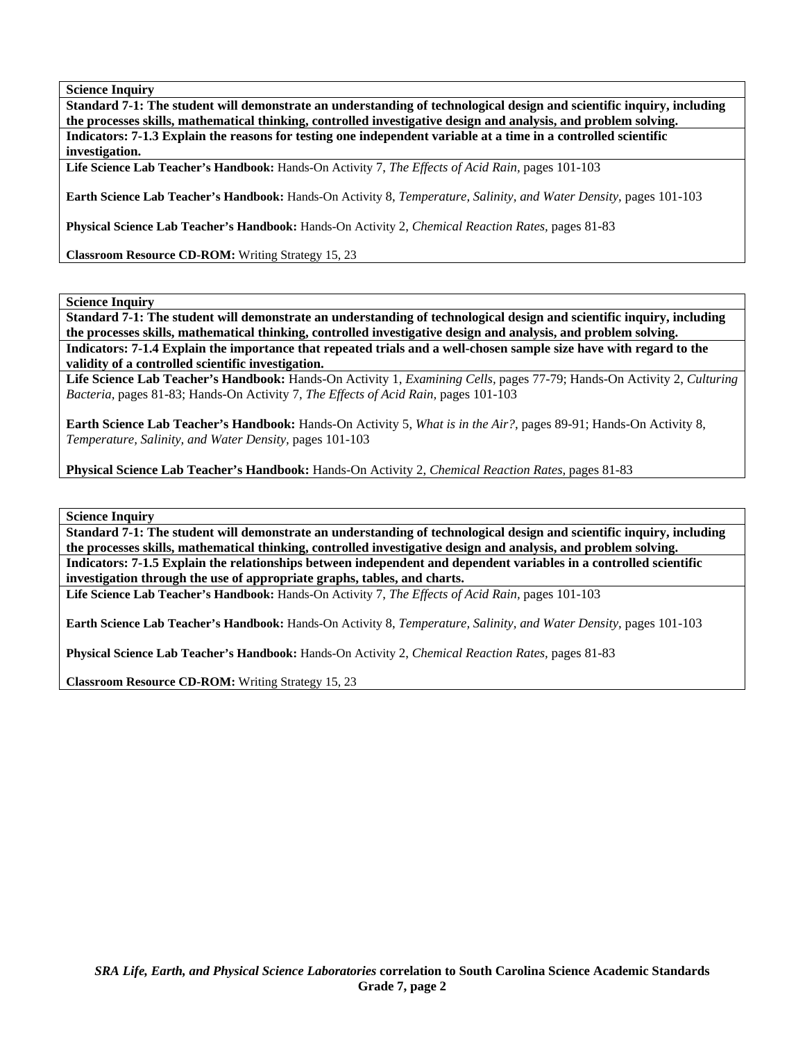**Science Inquiry**

**Standard 7-1: The student will demonstrate an understanding of technological design and scientific inquiry, including the processes skills, mathematical thinking, controlled investigative design and analysis, and problem solving.**

**Indicators: 7-1.3 Explain the reasons for testing one independent variable at a time in a controlled scientific investigation.**

**Life Science Lab Teacher's Handbook:** Hands-On Activity 7, *The Effects of Acid Rain,* pages 101-103

**Earth Science Lab Teacher's Handbook:** Hands-On Activity 8, *Temperature, Salinity, and Water Density,* pages 101-103

**Physical Science Lab Teacher's Handbook:** Hands-On Activity 2, *Chemical Reaction Rates,* pages 81-83

**Classroom Resource CD-ROM:** Writing Strategy 15, 23

---

**Science Inquiry**

**Standard 7-1: The student will demonstrate an understanding of technological design and scientific inquiry, including the processes skills, mathematical thinking, controlled investigative design and analysis, and problem solving.**

**Indicators: 7-1.4 Explain the importance that repeated trials and a well-chosen sample size have with regard to the validity of a controlled scientific investigation.**

**Life Science Lab Teacher's Handbook:** Hands-On Activity 1, *Examining Cells,* pages 77-79; Hands-On Activity 2, *Culturing Bacteria,* pages 81-83; Hands-On Activity 7, *The Effects of Acid Rain,* pages 101-103

**Earth Science Lab Teacher's Handbook:** Hands-On Activity 5, *What is in the Air?,* pages 89-91; Hands-On Activity 8, *Temperature, Salinity, and Water Density,* pages 101-103

**Physical Science Lab Teacher's Handbook:** Hands-On Activity 2, *Chemical Reaction Rates,* pages 81-83

---

**Science Inquiry**

**Standard 7-1: The student will demonstrate an understanding of technological design and scientific inquiry, including the processes skills, mathematical thinking, controlled investigative design and analysis, and problem solving.**

**Indicators: 7-1.5 Explain the relationships between independent and dependent variables in a controlled scientific investigation through the use of appropriate graphs, tables, and charts.**

**Life Science Lab Teacher's Handbook:** Hands-On Activity 7, *The Effects of Acid Rain,* pages 101-103

**Earth Science Lab Teacher's Handbook:** Hands-On Activity 8, *Temperature, Salinity, and Water Density,* pages 101-103

**Physical Science Lab Teacher's Handbook:** Hands-On Activity 2, *Chemical Reaction Rates,* pages 81-83

**Classroom Resource CD-ROM:** Writing Strategy 15, 23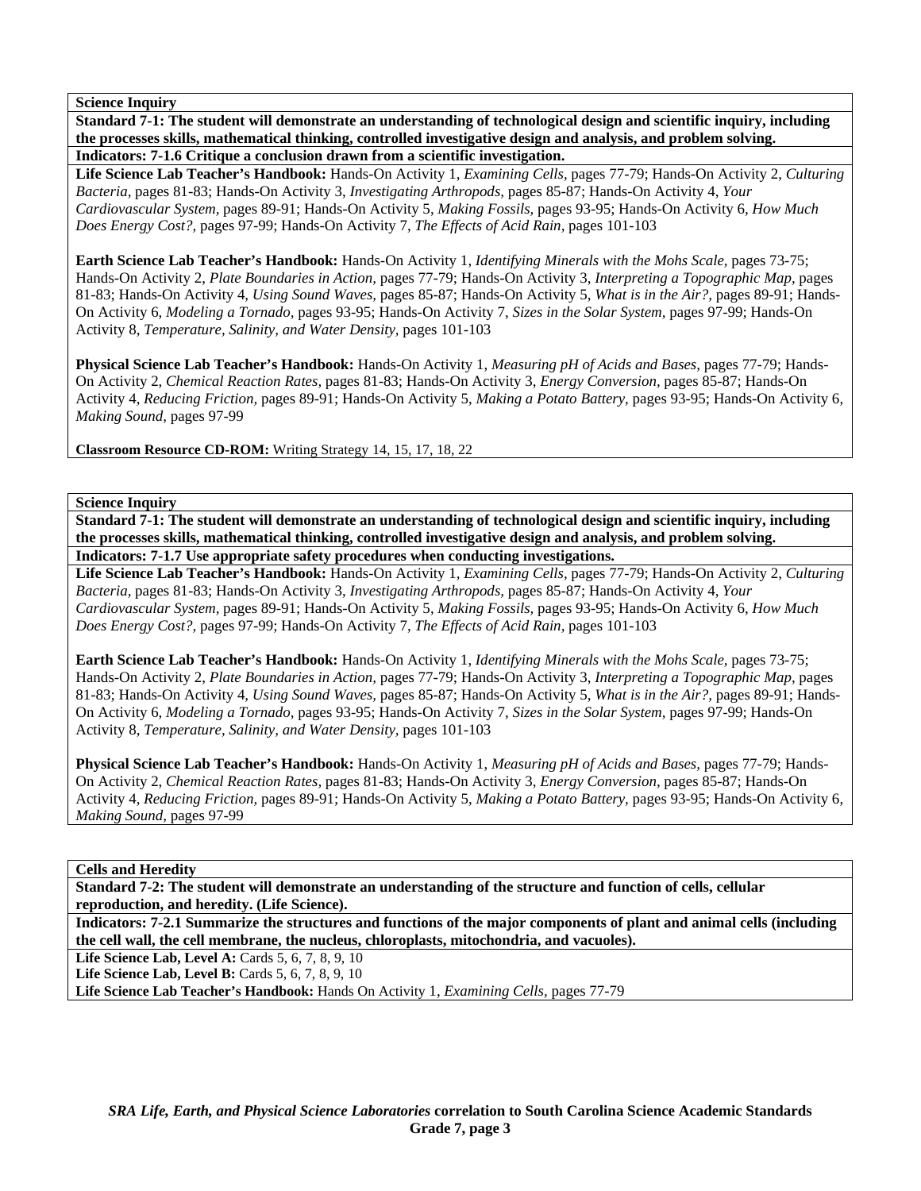**Science Inquiry**

**Standard 7-1: The student will demonstrate an understanding of technological design and scientific inquiry, including the processes skills, mathematical thinking, controlled investigative design and analysis, and problem solving.**

**Indicators: 7-1.6 Critique a conclusion drawn from a scientific investigation.**

**Life Science Lab Teacher's Handbook:** Hands-On Activity 1, *Examining Cells,* pages 77-79; Hands-On Activity 2, *Culturing Bacteria,* pages 81-83; Hands-On Activity 3, *Investigating Arthropods,* pages 85-87; Hands-On Activity 4, *Your Cardiovascular System,* pages 89-91; Hands-On Activity 5, *Making Fossils,* pages 93-95; Hands-On Activity 6, *How Much Does Energy Cost?,* pages 97-99; Hands-On Activity 7, *The Effects of Acid Rain,* pages 101-103

**Earth Science Lab Teacher's Handbook:** Hands-On Activity 1, *Identifying Minerals with the Mohs Scale,* pages 73-75; Hands-On Activity 2, *Plate Boundaries in Action,* pages 77-79; Hands-On Activity 3, *Interpreting a Topographic Map,* pages 81-83; Hands-On Activity 4, *Using Sound Waves,* pages 85-87; Hands-On Activity 5, *What is in the Air?,* pages 89-91; Hands-On Activity 6, *Modeling a Tornado,* pages 93-95; Hands-On Activity 7, *Sizes in the Solar System,* pages 97-99; Hands-On Activity 8, *Temperature, Salinity, and Water Density,* pages 101-103

**Physical Science Lab Teacher's Handbook:** Hands-On Activity 1, *Measuring pH of Acids and Bases,* pages 77-79; Hands-On Activity 2, *Chemical Reaction Rates,* pages 81-83; Hands-On Activity 3, *Energy Conversion,* pages 85-87; Hands-On Activity 4, *Reducing Friction,* pages 89-91; Hands-On Activity 5, *Making a Potato Battery,* pages 93-95; Hands-On Activity 6, *Making Sound,* pages 97-99

**Classroom Resource CD-ROM:** Writing Strategy 14, 15, 17, 18, 22

**Science Inquiry**

**Standard 7-1: The student will demonstrate an understanding of technological design and scientific inquiry, including the processes skills, mathematical thinking, controlled investigative design and analysis, and problem solving.**

**Indicators: 7-1.7 Use appropriate safety procedures when conducting investigations.**

**Life Science Lab Teacher's Handbook:** Hands-On Activity 1, *Examining Cells,* pages 77-79; Hands-On Activity 2, *Culturing Bacteria,* pages 81-83; Hands-On Activity 3, *Investigating Arthropods,* pages 85-87; Hands-On Activity 4, *Your Cardiovascular System,* pages 89-91; Hands-On Activity 5, *Making Fossils,* pages 93-95; Hands-On Activity 6, *How Much Does Energy Cost?,* pages 97-99; Hands-On Activity 7, *The Effects of Acid Rain,* pages 101-103

**Earth Science Lab Teacher's Handbook:** Hands-On Activity 1, *Identifying Minerals with the Mohs Scale,* pages 73-75; Hands-On Activity 2, *Plate Boundaries in Action,* pages 77-79; Hands-On Activity 3, *Interpreting a Topographic Map,* pages 81-83; Hands-On Activity 4, *Using Sound Waves,* pages 85-87; Hands-On Activity 5, *What is in the Air?,* pages 89-91; Hands-On Activity 6, *Modeling a Tornado,* pages 93-95; Hands-On Activity 7, *Sizes in the Solar System,* pages 97-99; Hands-On Activity 8, *Temperature, Salinity, and Water Density,* pages 101-103

**Physical Science Lab Teacher's Handbook:** Hands-On Activity 1, *Measuring pH of Acids and Bases,* pages 77-79; Hands-On Activity 2, *Chemical Reaction Rates,* pages 81-83; Hands-On Activity 3, *Energy Conversion,* pages 85-87; Hands-On Activity 4, *Reducing Friction,* pages 89-91; Hands-On Activity 5, *Making a Potato Battery,* pages 93-95; Hands-On Activity 6, *Making Sound,* pages 97-99

**Cells and Heredity**

**Standard 7-2: The student will demonstrate an understanding of the structure and function of cells, cellular reproduction, and heredity. (Life Science).**

**Indicators: 7-2.1 Summarize the structures and functions of the major components of plant and animal cells (including the cell wall, the cell membrane, the nucleus, chloroplasts, mitochondria, and vacuoles).**

**Life Science Lab, Level A:** Cards 5, 6, 7, 8, 9, 10
**Life Science Lab, Level B:** Cards 5, 6, 7, 8, 9, 10
**Life Science Lab Teacher's Handbook:** Hands On Activity 1, *Examining Cells,* pages 77-79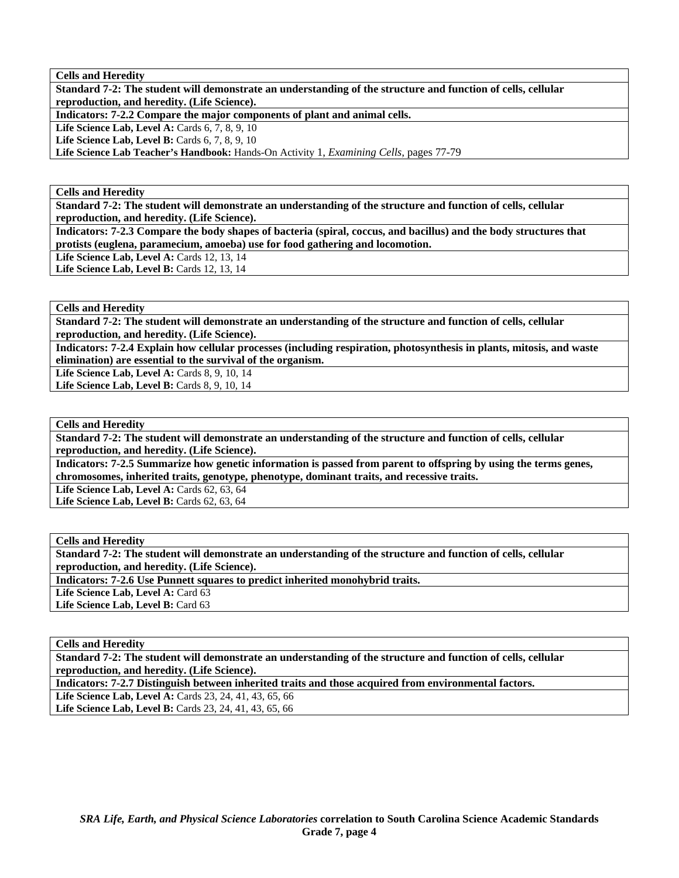**Cells and Heredity**

**Standard 7-2: The student will demonstrate an understanding of the structure and function of cells, cellular reproduction, and heredity. (Life Science).**

**Indicators: 7-2.2 Compare the major components of plant and animal cells.**

**Life Science Lab, Level A:** Cards 6, 7, 8, 9, 10
**Life Science Lab, Level B:** Cards 6, 7, 8, 9, 10
**Life Science Lab Teacher's Handbook:** Hands-On Activity 1, *Examining Cells,* pages 77-79

**Cells and Heredity**

**Standard 7-2: The student will demonstrate an understanding of the structure and function of cells, cellular reproduction, and heredity. (Life Science).**

**Indicators: 7-2.3 Compare the body shapes of bacteria (spiral, coccus, and bacillus) and the body structures that protists (euglena, paramecium, amoeba) use for food gathering and locomotion.**

**Life Science Lab, Level A:** Cards 12, 13, 14
**Life Science Lab, Level B:** Cards 12, 13, 14

**Cells and Heredity**

**Standard 7-2: The student will demonstrate an understanding of the structure and function of cells, cellular reproduction, and heredity. (Life Science).**

**Indicators: 7-2.4 Explain how cellular processes (including respiration, photosynthesis in plants, mitosis, and waste elimination) are essential to the survival of the organism.**

**Life Science Lab, Level A:** Cards 8, 9, 10, 14
**Life Science Lab, Level B:** Cards 8, 9, 10, 14

**Cells and Heredity**

**Standard 7-2: The student will demonstrate an understanding of the structure and function of cells, cellular reproduction, and heredity. (Life Science).**

**Indicators: 7-2.5 Summarize how genetic information is passed from parent to offspring by using the terms genes, chromosomes, inherited traits, genotype, phenotype, dominant traits, and recessive traits.**

**Life Science Lab, Level A:** Cards 62, 63, 64
**Life Science Lab, Level B:** Cards 62, 63, 64

**Cells and Heredity**

**Standard 7-2: The student will demonstrate an understanding of the structure and function of cells, cellular reproduction, and heredity. (Life Science).**

**Indicators: 7-2.6 Use Punnett squares to predict inherited monohybrid traits.**

**Life Science Lab, Level A:** Card 63
**Life Science Lab, Level B:** Card 63

**Cells and Heredity**

**Standard 7-2: The student will demonstrate an understanding of the structure and function of cells, cellular reproduction, and heredity. (Life Science).**

**Indicators: 7-2.7 Distinguish between inherited traits and those acquired from environmental factors.**

**Life Science Lab, Level A:** Cards 23, 24, 41, 43, 65, 66
**Life Science Lab, Level B:** Cards 23, 24, 41, 43, 65, 66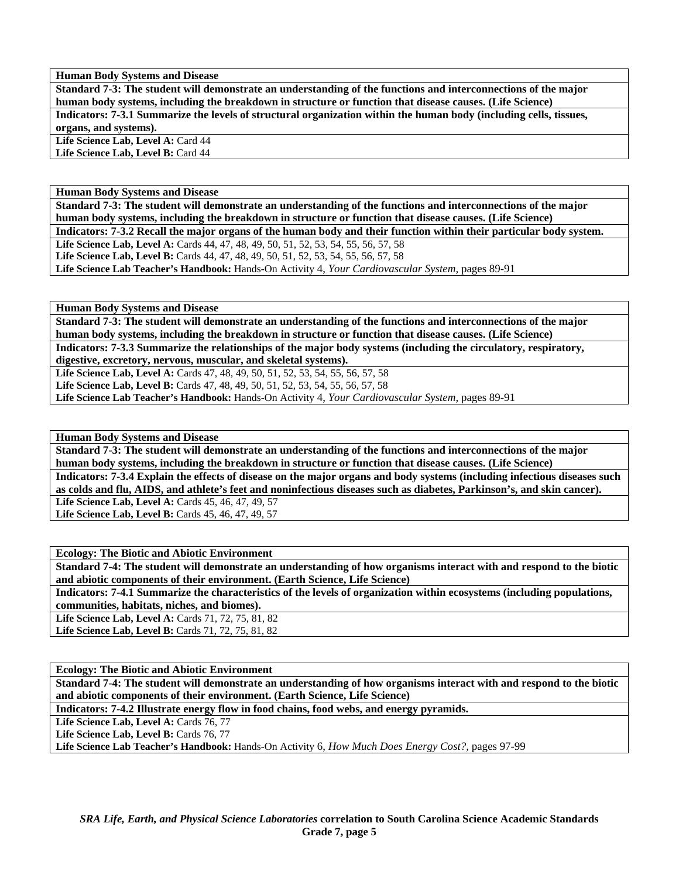| **Human Body Systems and Disease** |
|---|
| **Standard 7-3: The student will demonstrate an understanding of the functions and interconnections of the major human body systems, including the breakdown in structure or function that disease causes. (Life Science)** |
| **Indicators: 7-3.1 Summarize the levels of structural organization within the human body (including cells, tissues, organs, and systems).** |
| **Life Science Lab, Level A:** Card 44<br>**Life Science Lab, Level B:** Card 44 |

| **Human Body Systems and Disease** |
|---|
| **Standard 7-3: The student will demonstrate an understanding of the functions and interconnections of the major human body systems, including the breakdown in structure or function that disease causes. (Life Science)** |
| **Indicators: 7-3.2 Recall the major organs of the human body and their function within their particular body system.** |
| **Life Science Lab, Level A:** Cards 44, 47, 48, 49, 50, 51, 52, 53, 54, 55, 56, 57, 58<br>**Life Science Lab, Level B:** Cards 44, 47, 48, 49, 50, 51, 52, 53, 54, 55, 56, 57, 58<br>**Life Science Lab Teacher's Handbook:** Hands-On Activity 4, *Your Cardiovascular System,* pages 89-91 |

| **Human Body Systems and Disease** |
|---|
| **Standard 7-3: The student will demonstrate an understanding of the functions and interconnections of the major human body systems, including the breakdown in structure or function that disease causes. (Life Science)** |
| **Indicators: 7-3.3 Summarize the relationships of the major body systems (including the circulatory, respiratory, digestive, excretory, nervous, muscular, and skeletal systems).** |
| **Life Science Lab, Level A:** Cards 47, 48, 49, 50, 51, 52, 53, 54, 55, 56, 57, 58<br>**Life Science Lab, Level B:** Cards 47, 48, 49, 50, 51, 52, 53, 54, 55, 56, 57, 58<br>**Life Science Lab Teacher's Handbook:** Hands-On Activity 4, *Your Cardiovascular System,* pages 89-91 |

| **Human Body Systems and Disease** |
|---|
| **Standard 7-3: The student will demonstrate an understanding of the functions and interconnections of the major human body systems, including the breakdown in structure or function that disease causes. (Life Science)** |
| **Indicators: 7-3.4 Explain the effects of disease on the major organs and body systems (including infectious diseases such as colds and flu, AIDS, and athlete's feet and noninfectious diseases such as diabetes, Parkinson's, and skin cancer).** |
| **Life Science Lab, Level A:** Cards 45, 46, 47, 49, 57<br>**Life Science Lab, Level B:** Cards 45, 46, 47, 49, 57 |

| **Ecology: The Biotic and Abiotic Environment** |
|---|
| **Standard 7-4: The student will demonstrate an understanding of how organisms interact with and respond to the biotic and abiotic components of their environment. (Earth Science, Life Science)** |
| **Indicators: 7-4.1 Summarize the characteristics of the levels of organization within ecosystems (including populations, communities, habitats, niches, and biomes).** |
| **Life Science Lab, Level A:** Cards 71, 72, 75, 81, 82<br>**Life Science Lab, Level B:** Cards 71, 72, 75, 81, 82 |

| **Ecology: The Biotic and Abiotic Environment** |
|---|
| **Standard 7-4: The student will demonstrate an understanding of how organisms interact with and respond to the biotic and abiotic components of their environment. (Earth Science, Life Science)** |
| **Indicators: 7-4.2 Illustrate energy flow in food chains, food webs, and energy pyramids.** |
| **Life Science Lab, Level A:** Cards 76, 77<br>**Life Science Lab, Level B:** Cards 76, 77<br>**Life Science Lab Teacher's Handbook:** Hands-On Activity 6, *How Much Does Energy Cost?,* pages 97-99 |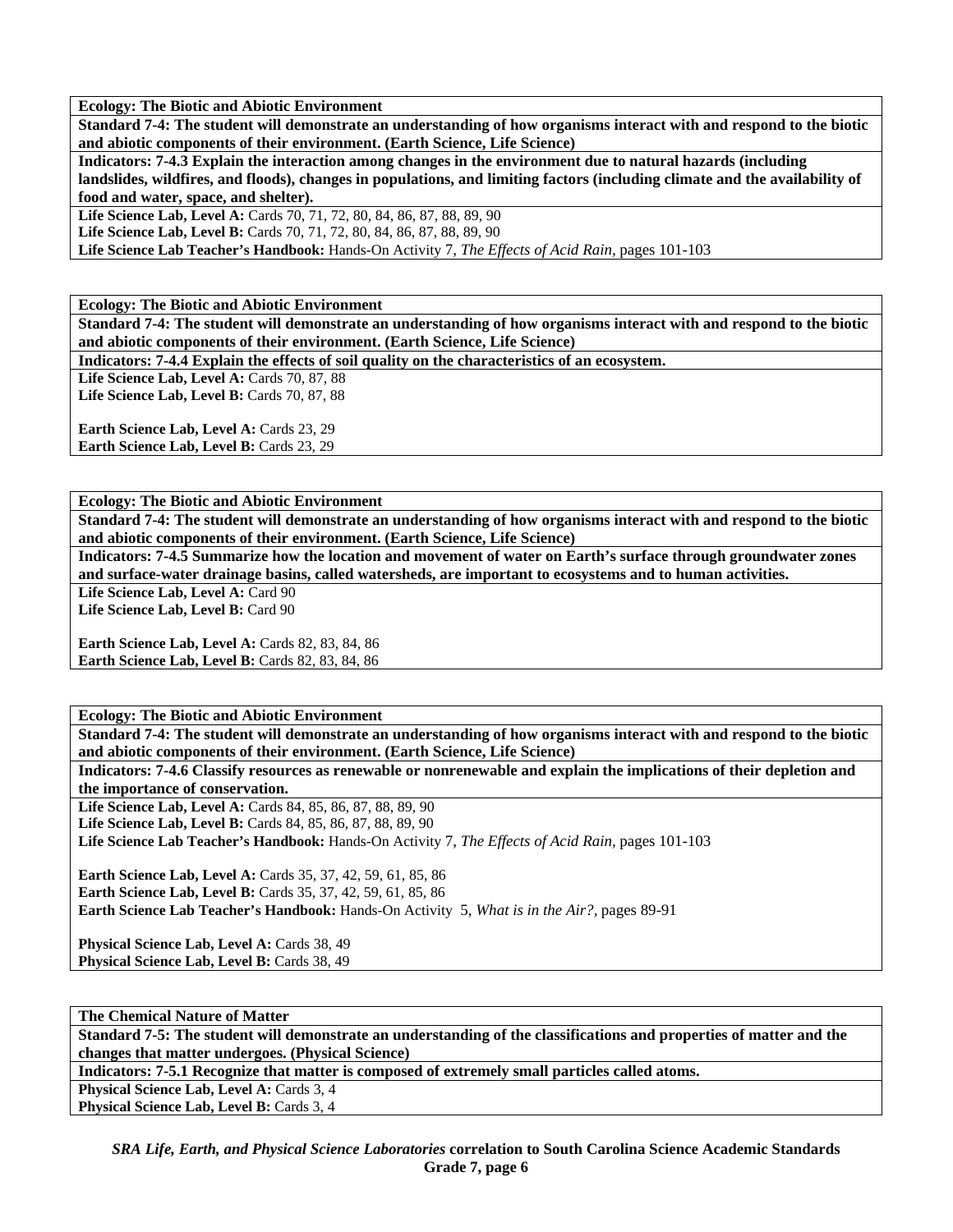**Ecology: The Biotic and Abiotic Environment**

**Standard 7-4: The student will demonstrate an understanding of how organisms interact with and respond to the biotic and abiotic components of their environment. (Earth Science, Life Science)**

**Indicators: 7-4.3 Explain the interaction among changes in the environment due to natural hazards (including landslides, wildfires, and floods), changes in populations, and limiting factors (including climate and the availability of food and water, space, and shelter).**

**Life Science Lab, Level A:** Cards 70, 71, 72, 80, 84, 86, 87, 88, 89, 90
**Life Science Lab, Level B:** Cards 70, 71, 72, 80, 84, 86, 87, 88, 89, 90
**Life Science Lab Teacher's Handbook:** Hands-On Activity 7, *The Effects of Acid Rain,* pages 101-103

**Ecology: The Biotic and Abiotic Environment**

**Standard 7-4: The student will demonstrate an understanding of how organisms interact with and respond to the biotic and abiotic components of their environment. (Earth Science, Life Science)**

**Indicators: 7-4.4 Explain the effects of soil quality on the characteristics of an ecosystem.**

**Life Science Lab, Level A:** Cards 70, 87, 88
**Life Science Lab, Level B:** Cards 70, 87, 88

**Earth Science Lab, Level A:** Cards 23, 29
**Earth Science Lab, Level B:** Cards 23, 29

**Ecology: The Biotic and Abiotic Environment**

**Standard 7-4: The student will demonstrate an understanding of how organisms interact with and respond to the biotic and abiotic components of their environment. (Earth Science, Life Science)**

**Indicators: 7-4.5 Summarize how the location and movement of water on Earth's surface through groundwater zones and surface-water drainage basins, called watersheds, are important to ecosystems and to human activities.**

**Life Science Lab, Level A:** Card 90
**Life Science Lab, Level B:** Card 90

**Earth Science Lab, Level A:** Cards 82, 83, 84, 86
**Earth Science Lab, Level B:** Cards 82, 83, 84, 86

**Ecology: The Biotic and Abiotic Environment**

**Standard 7-4: The student will demonstrate an understanding of how organisms interact with and respond to the biotic and abiotic components of their environment. (Earth Science, Life Science)**

**Indicators: 7-4.6 Classify resources as renewable or nonrenewable and explain the implications of their depletion and the importance of conservation.**

**Life Science Lab, Level A:** Cards 84, 85, 86, 87, 88, 89, 90
**Life Science Lab, Level B:** Cards 84, 85, 86, 87, 88, 89, 90
**Life Science Lab Teacher's Handbook:** Hands-On Activity 7, *The Effects of Acid Rain,* pages 101-103

**Earth Science Lab, Level A:** Cards 35, 37, 42, 59, 61, 85, 86
**Earth Science Lab, Level B:** Cards 35, 37, 42, 59, 61, 85, 86
**Earth Science Lab Teacher's Handbook:** Hands-On Activity 5, *What is in the Air?,* pages 89-91

**Physical Science Lab, Level A:** Cards 38, 49
**Physical Science Lab, Level B:** Cards 38, 49

**The Chemical Nature of Matter**

**Standard 7-5: The student will demonstrate an understanding of the classifications and properties of matter and the changes that matter undergoes. (Physical Science)**

**Indicators: 7-5.1 Recognize that matter is composed of extremely small particles called atoms.**

**Physical Science Lab, Level A:** Cards 3, 4
**Physical Science Lab, Level B:** Cards 3, 4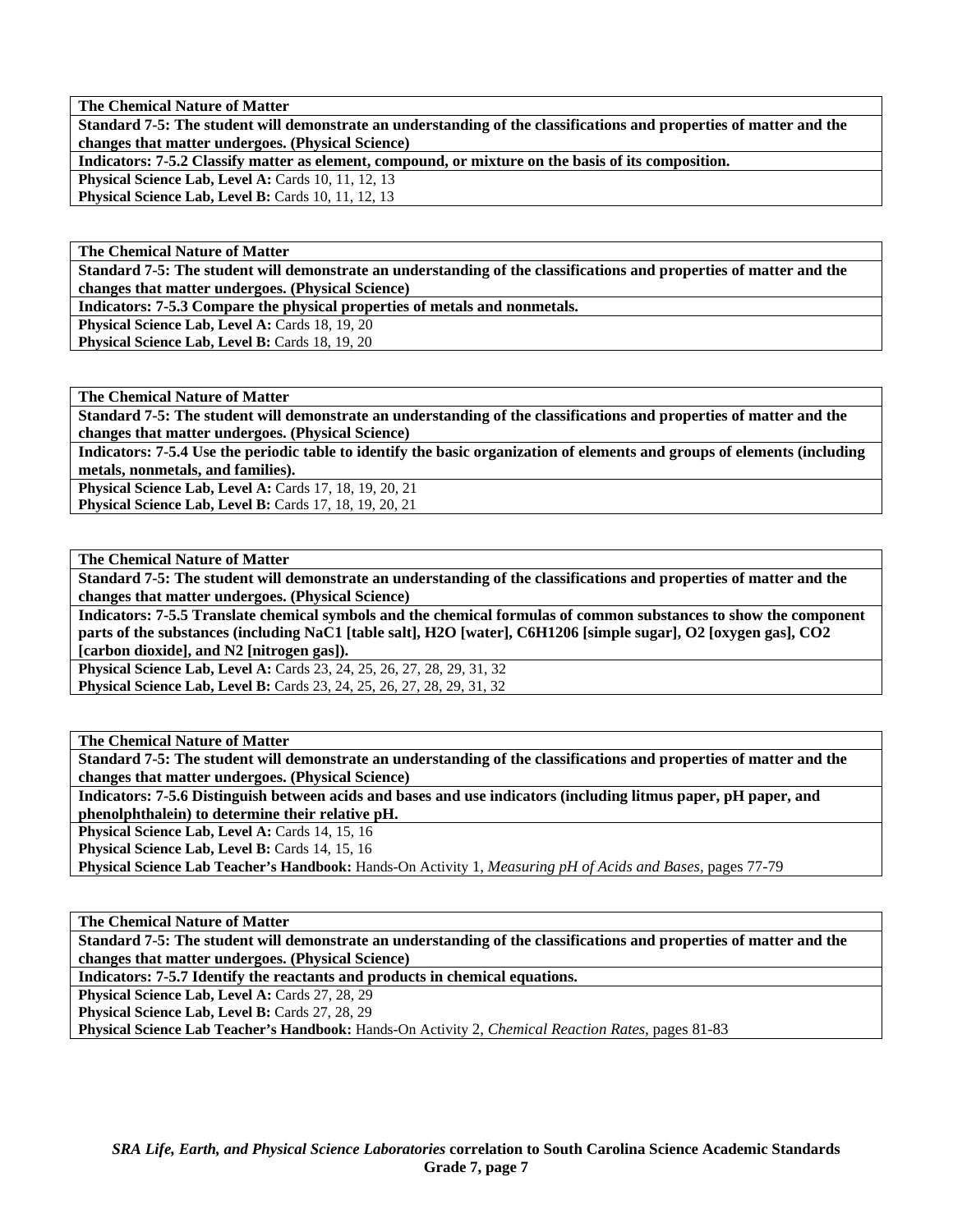| **The Chemical Nature of Matter** |
|---|
| **Standard 7-5: The student will demonstrate an understanding of the classifications and properties of matter and the changes that matter undergoes. (Physical Science)** |
| **Indicators: 7-5.2 Classify matter as element, compound, or mixture on the basis of its composition.** |
| **Physical Science Lab, Level A:** Cards 10, 11, 12, 13<br>**Physical Science Lab, Level B:** Cards 10, 11, 12, 13 |

| **The Chemical Nature of Matter** |
|---|
| **Standard 7-5: The student will demonstrate an understanding of the classifications and properties of matter and the changes that matter undergoes. (Physical Science)** |
| **Indicators: 7-5.3 Compare the physical properties of metals and nonmetals.** |
| **Physical Science Lab, Level A:** Cards 18, 19, 20<br>**Physical Science Lab, Level B:** Cards 18, 19, 20 |

| **The Chemical Nature of Matter** |
|---|
| **Standard 7-5: The student will demonstrate an understanding of the classifications and properties of matter and the changes that matter undergoes. (Physical Science)** |
| **Indicators: 7-5.4 Use the periodic table to identify the basic organization of elements and groups of elements (including metals, nonmetals, and families).** |
| **Physical Science Lab, Level A:** Cards 17, 18, 19, 20, 21<br>**Physical Science Lab, Level B:** Cards 17, 18, 19, 20, 21 |

| **The Chemical Nature of Matter** |
|---|
| **Standard 7-5: The student will demonstrate an understanding of the classifications and properties of matter and the changes that matter undergoes. (Physical Science)** |
| **Indicators: 7-5.5 Translate chemical symbols and the chemical formulas of common substances to show the component parts of the substances (including NaC1 [table salt], H2O [water], C6H1206 [simple sugar], O2 [oxygen gas], CO2 [carbon dioxide], and N2 [nitrogen gas]).** |
| **Physical Science Lab, Level A:** Cards 23, 24, 25, 26, 27, 28, 29, 31, 32<br>**Physical Science Lab, Level B:** Cards 23, 24, 25, 26, 27, 28, 29, 31, 32 |

| **The Chemical Nature of Matter** |
|---|
| **Standard 7-5: The student will demonstrate an understanding of the classifications and properties of matter and the changes that matter undergoes. (Physical Science)** |
| **Indicators: 7-5.6 Distinguish between acids and bases and use indicators (including litmus paper, pH paper, and phenolphthalein) to determine their relative pH.** |
| **Physical Science Lab, Level A:** Cards 14, 15, 16<br>**Physical Science Lab, Level B:** Cards 14, 15, 16<br>**Physical Science Lab Teacher's Handbook:** Hands-On Activity 1, *Measuring pH of Acids and Bases,* pages 77-79 |

| **The Chemical Nature of Matter** |
|---|
| **Standard 7-5: The student will demonstrate an understanding of the classifications and properties of matter and the changes that matter undergoes. (Physical Science)** |
| **Indicators: 7-5.7 Identify the reactants and products in chemical equations.** |
| **Physical Science Lab, Level A:** Cards 27, 28, 29<br>**Physical Science Lab, Level B:** Cards 27, 28, 29<br>**Physical Science Lab Teacher's Handbook:** Hands-On Activity 2, *Chemical Reaction Rates,* pages 81-83 |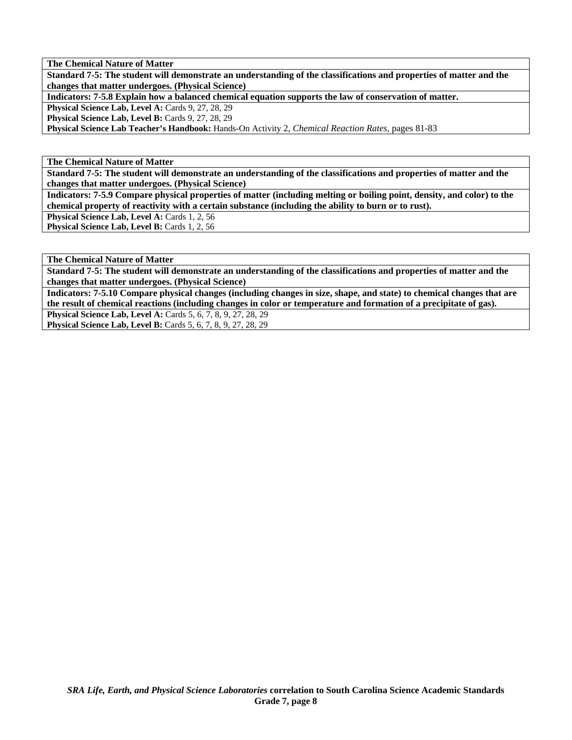**The Chemical Nature of Matter**

**Standard 7-5: The student will demonstrate an understanding of the classifications and properties of matter and the changes that matter undergoes. (Physical Science)**

**Indicators: 7-5.8 Explain how a balanced chemical equation supports the law of conservation of matter.**

**Physical Science Lab, Level A:** Cards 9, 27, 28, 29
**Physical Science Lab, Level B:** Cards 9, 27, 28, 29
**Physical Science Lab Teacher's Handbook:** Hands-On Activity 2, *Chemical Reaction Rates,* pages 81-83

**The Chemical Nature of Matter**

**Standard 7-5: The student will demonstrate an understanding of the classifications and properties of matter and the changes that matter undergoes. (Physical Science)**

**Indicators: 7-5.9 Compare physical properties of matter (including melting or boiling point, density, and color) to the chemical property of reactivity with a certain substance (including the ability to burn or to rust).**

**Physical Science Lab, Level A:** Cards 1, 2, 56
**Physical Science Lab, Level B:** Cards 1, 2, 56

**The Chemical Nature of Matter**

**Standard 7-5: The student will demonstrate an understanding of the classifications and properties of matter and the changes that matter undergoes. (Physical Science)**

**Indicators: 7-5.10 Compare physical changes (including changes in size, shape, and state) to chemical changes that are the result of chemical reactions (including changes in color or temperature and formation of a precipitate of gas).**

**Physical Science Lab, Level A:** Cards 5, 6, 7, 8, 9, 27, 28, 29
**Physical Science Lab, Level B:** Cards 5, 6, 7, 8, 9, 27, 28, 29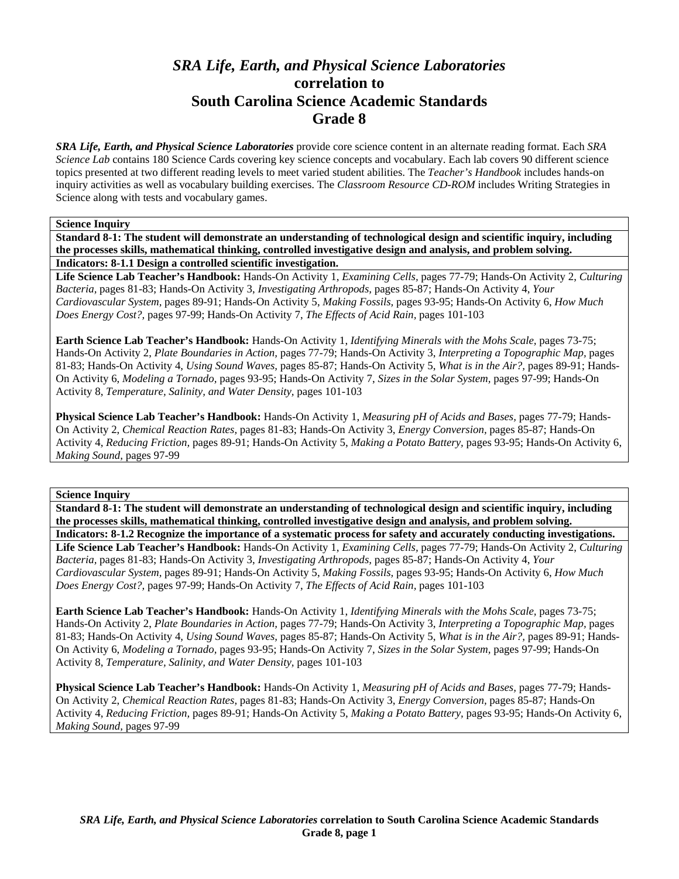# *SRA Life, Earth, and Physical Science Laboratories* correlation to South Carolina Science Academic Standards Grade 8

***SRA Life, Earth, and Physical Science Laboratories*** provide core science content in an alternate reading format. Each *SRA Science Lab* contains 180 Science Cards covering key science concepts and vocabulary. Each lab covers 90 different science topics presented at two different reading levels to meet varied student abilities. The *Teacher's Handbook* includes hands-on inquiry activities as well as vocabulary building exercises. The *Classroom Resource CD-ROM* includes Writing Strategies in Science along with tests and vocabulary games.

**Science Inquiry**

**Standard 8-1: The student will demonstrate an understanding of technological design and scientific inquiry, including the processes skills, mathematical thinking, controlled investigative design and analysis, and problem solving.**

**Indicators: 8-1.1 Design a controlled scientific investigation.**

**Life Science Lab Teacher's Handbook:** Hands-On Activity 1, *Examining Cells,* pages 77-79; Hands-On Activity 2, *Culturing Bacteria,* pages 81-83; Hands-On Activity 3, *Investigating Arthropods,* pages 85-87; Hands-On Activity 4, *Your Cardiovascular System,* pages 89-91; Hands-On Activity 5, *Making Fossils,* pages 93-95; Hands-On Activity 6, *How Much Does Energy Cost?,* pages 97-99; Hands-On Activity 7, *The Effects of Acid Rain,* pages 101-103

**Earth Science Lab Teacher's Handbook:** Hands-On Activity 1, *Identifying Minerals with the Mohs Scale,* pages 73-75; Hands-On Activity 2, *Plate Boundaries in Action,* pages 77-79; Hands-On Activity 3, *Interpreting a Topographic Map,* pages 81-83; Hands-On Activity 4, *Using Sound Waves,* pages 85-87; Hands-On Activity 5, *What is in the Air?,* pages 89-91; Hands-On Activity 6, *Modeling a Tornado,* pages 93-95; Hands-On Activity 7, *Sizes in the Solar System,* pages 97-99; Hands-On Activity 8, *Temperature, Salinity, and Water Density,* pages 101-103

**Physical Science Lab Teacher's Handbook:** Hands-On Activity 1, *Measuring pH of Acids and Bases,* pages 77-79; Hands-On Activity 2, *Chemical Reaction Rates,* pages 81-83; Hands-On Activity 3, *Energy Conversion,* pages 85-87; Hands-On Activity 4, *Reducing Friction,* pages 89-91; Hands-On Activity 5, *Making a Potato Battery,* pages 93-95; Hands-On Activity 6, *Making Sound,* pages 97-99

**Science Inquiry**

**Standard 8-1: The student will demonstrate an understanding of technological design and scientific inquiry, including the processes skills, mathematical thinking, controlled investigative design and analysis, and problem solving.**

**Indicators: 8-1.2 Recognize the importance of a systematic process for safety and accurately conducting investigations.**

**Life Science Lab Teacher's Handbook:** Hands-On Activity 1, *Examining Cells,* pages 77-79; Hands-On Activity 2, *Culturing Bacteria,* pages 81-83; Hands-On Activity 3, *Investigating Arthropods,* pages 85-87; Hands-On Activity 4, *Your Cardiovascular System,* pages 89-91; Hands-On Activity 5, *Making Fossils,* pages 93-95; Hands-On Activity 6, *How Much Does Energy Cost?,* pages 97-99; Hands-On Activity 7, *The Effects of Acid Rain,* pages 101-103

**Earth Science Lab Teacher's Handbook:** Hands-On Activity 1, *Identifying Minerals with the Mohs Scale,* pages 73-75; Hands-On Activity 2, *Plate Boundaries in Action,* pages 77-79; Hands-On Activity 3, *Interpreting a Topographic Map,* pages 81-83; Hands-On Activity 4, *Using Sound Waves,* pages 85-87; Hands-On Activity 5, *What is in the Air?,* pages 89-91; Hands-On Activity 6, *Modeling a Tornado,* pages 93-95; Hands-On Activity 7, *Sizes in the Solar System,* pages 97-99; Hands-On Activity 8, *Temperature, Salinity, and Water Density,* pages 101-103

**Physical Science Lab Teacher's Handbook:** Hands-On Activity 1, *Measuring pH of Acids and Bases,* pages 77-79; Hands-On Activity 2, *Chemical Reaction Rates,* pages 81-83; Hands-On Activity 3, *Energy Conversion,* pages 85-87; Hands-On Activity 4, *Reducing Friction,* pages 89-91; Hands-On Activity 5, *Making a Potato Battery,* pages 93-95; Hands-On Activity 6, *Making Sound,* pages 97-99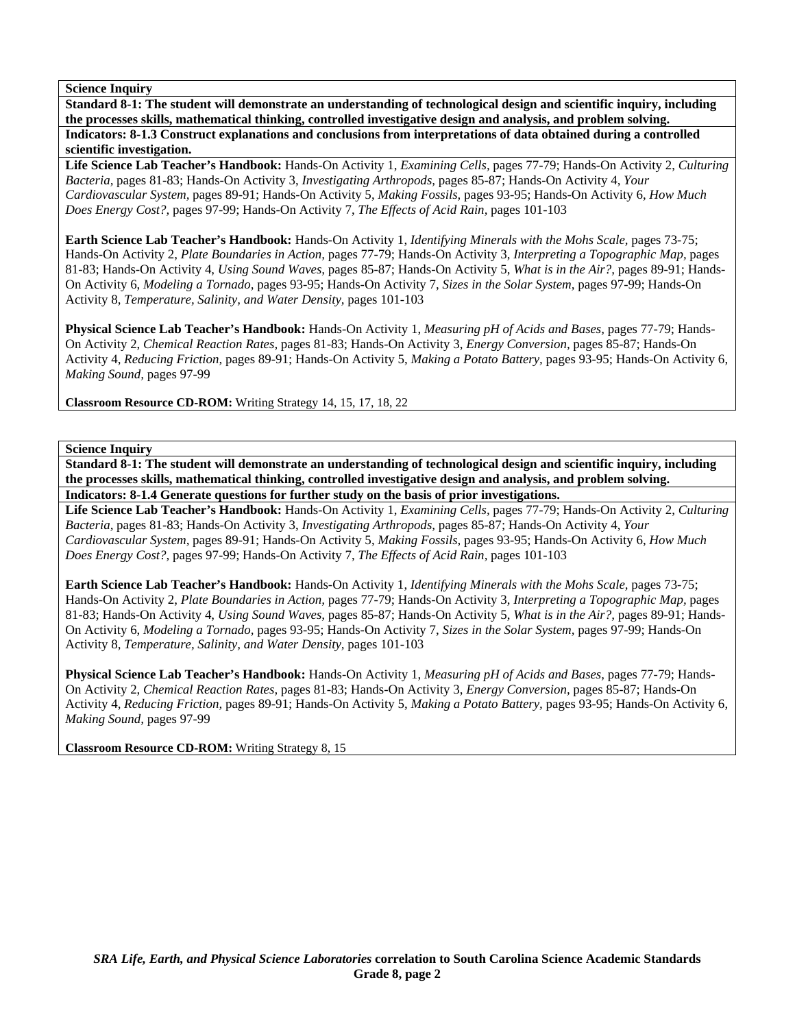**Science Inquiry**

**Standard 8-1: The student will demonstrate an understanding of technological design and scientific inquiry, including the processes skills, mathematical thinking, controlled investigative design and analysis, and problem solving.**

**Indicators: 8-1.3 Construct explanations and conclusions from interpretations of data obtained during a controlled scientific investigation.**

**Life Science Lab Teacher's Handbook:** Hands-On Activity 1, *Examining Cells,* pages 77-79; Hands-On Activity 2, *Culturing Bacteria,* pages 81-83; Hands-On Activity 3, *Investigating Arthropods,* pages 85-87; Hands-On Activity 4, *Your Cardiovascular System,* pages 89-91; Hands-On Activity 5, *Making Fossils,* pages 93-95; Hands-On Activity 6, *How Much Does Energy Cost?,* pages 97-99; Hands-On Activity 7, *The Effects of Acid Rain,* pages 101-103

**Earth Science Lab Teacher's Handbook:** Hands-On Activity 1, *Identifying Minerals with the Mohs Scale*, pages 73-75; Hands-On Activity 2, *Plate Boundaries in Action,* pages 77-79; Hands-On Activity 3, *Interpreting a Topographic Map*, pages 81-83; Hands-On Activity 4, *Using Sound Waves,* pages 85-87; Hands-On Activity 5, *What is in the Air?,* pages 89-91; Hands-On Activity 6, *Modeling a Tornado,* pages 93-95; Hands-On Activity 7, *Sizes in the Solar System,* pages 97-99; Hands-On Activity 8, *Temperature, Salinity, and Water Density*, pages 101-103

**Physical Science Lab Teacher's Handbook:** Hands-On Activity 1, *Measuring pH of Acids and Bases,* pages 77-79; Hands-On Activity 2, *Chemical Reaction Rates,* pages 81-83; Hands-On Activity 3, *Energy Conversion,* pages 85-87; Hands-On Activity 4, *Reducing Friction,* pages 89-91; Hands-On Activity 5, *Making a Potato Battery,* pages 93-95; Hands-On Activity 6, *Making Sound,* pages 97-99

**Classroom Resource CD-ROM:** Writing Strategy 14, 15, 17, 18, 22

**Science Inquiry**

**Standard 8-1: The student will demonstrate an understanding of technological design and scientific inquiry, including the processes skills, mathematical thinking, controlled investigative design and analysis, and problem solving.**

**Indicators: 8-1.4 Generate questions for further study on the basis of prior investigations.**

**Life Science Lab Teacher's Handbook:** Hands-On Activity 1, *Examining Cells,* pages 77-79; Hands-On Activity 2, *Culturing Bacteria,* pages 81-83; Hands-On Activity 3, *Investigating Arthropods,* pages 85-87; Hands-On Activity 4, *Your Cardiovascular System,* pages 89-91; Hands-On Activity 5, *Making Fossils,* pages 93-95; Hands-On Activity 6, *How Much Does Energy Cost?,* pages 97-99; Hands-On Activity 7, *The Effects of Acid Rain,* pages 101-103

**Earth Science Lab Teacher's Handbook:** Hands-On Activity 1, *Identifying Minerals with the Mohs Scale*, pages 73-75; Hands-On Activity 2, *Plate Boundaries in Action,* pages 77-79; Hands-On Activity 3, *Interpreting a Topographic Map*, pages 81-83; Hands-On Activity 4, *Using Sound Waves,* pages 85-87; Hands-On Activity 5, *What is in the Air?,* pages 89-91; Hands-On Activity 6, *Modeling a Tornado,* pages 93-95; Hands-On Activity 7, *Sizes in the Solar System,* pages 97-99; Hands-On Activity 8, *Temperature, Salinity, and Water Density*, pages 101-103

**Physical Science Lab Teacher's Handbook:** Hands-On Activity 1, *Measuring pH of Acids and Bases,* pages 77-79; Hands-On Activity 2, *Chemical Reaction Rates,* pages 81-83; Hands-On Activity 3, *Energy Conversion,* pages 85-87; Hands-On Activity 4, *Reducing Friction,* pages 89-91; Hands-On Activity 5, *Making a Potato Battery,* pages 93-95; Hands-On Activity 6, *Making Sound,* pages 97-99

**Classroom Resource CD-ROM:** Writing Strategy 8, 15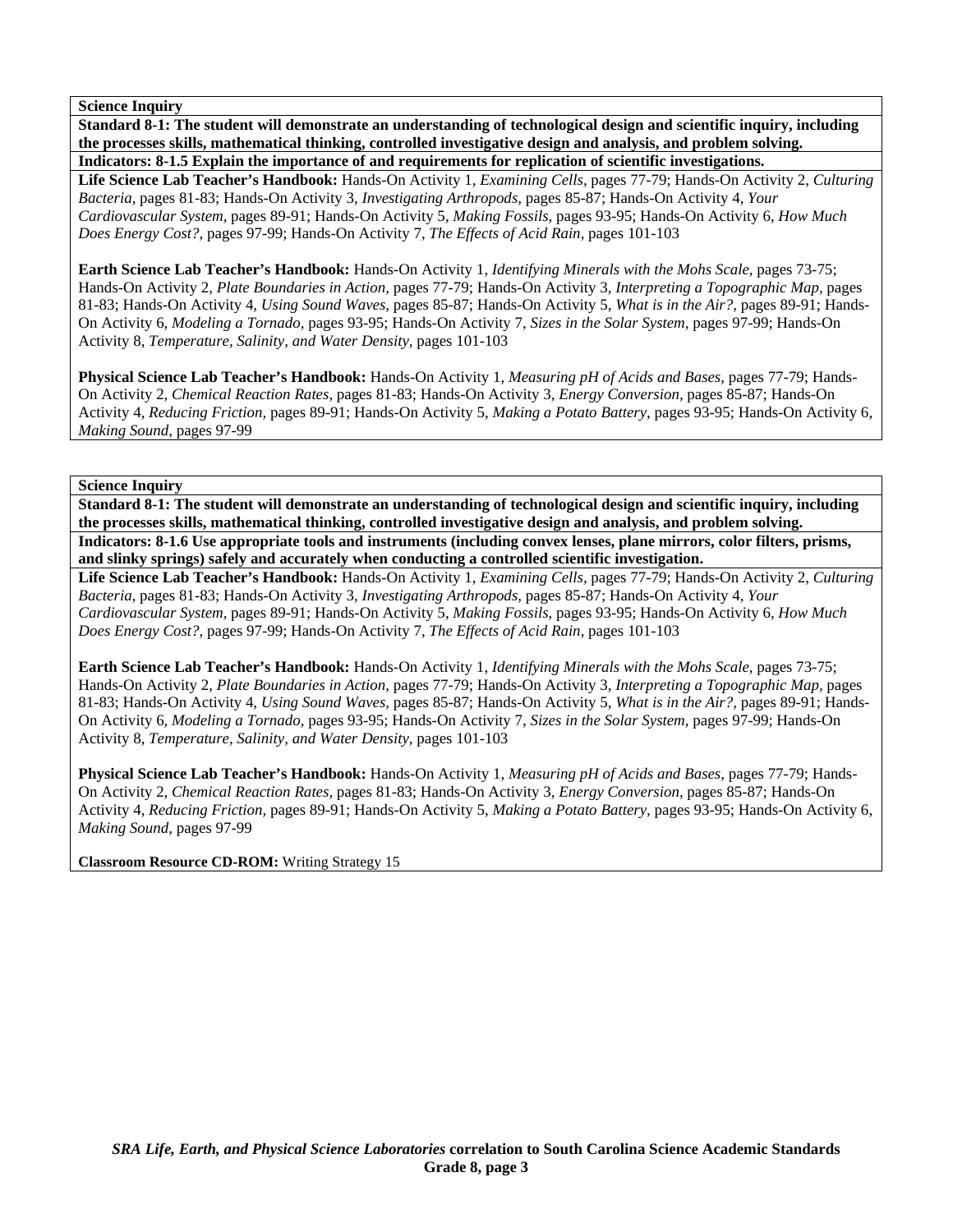**Science Inquiry**

**Standard 8-1: The student will demonstrate an understanding of technological design and scientific inquiry, including the processes skills, mathematical thinking, controlled investigative design and analysis, and problem solving.**

**Indicators: 8-1.5 Explain the importance of and requirements for replication of scientific investigations.**

**Life Science Lab Teacher's Handbook:** Hands-On Activity 1, *Examining Cells,* pages 77-79; Hands-On Activity 2, *Culturing Bacteria,* pages 81-83; Hands-On Activity 3, *Investigating Arthropods,* pages 85-87; Hands-On Activity 4, *Your Cardiovascular System,* pages 89-91; Hands-On Activity 5, *Making Fossils*, pages 93-95; Hands-On Activity 6, *How Much Does Energy Cost?,* pages 97-99; Hands-On Activity 7, *The Effects of Acid Rain,* pages 101-103

**Earth Science Lab Teacher's Handbook:** Hands-On Activity 1, *Identifying Minerals with the Mohs Scale*, pages 73-75; Hands-On Activity 2, *Plate Boundaries in Action,* pages 77-79; Hands-On Activity 3, *Interpreting a Topographic Map,* pages 81-83; Hands-On Activity 4, *Using Sound Waves,* pages 85-87; Hands-On Activity 5, *What is in the Air?,* pages 89-91; Hands-On Activity 6, *Modeling a Tornado,* pages 93-95; Hands-On Activity 7, *Sizes in the Solar System,* pages 97-99; Hands-On Activity 8, *Temperature, Salinity, and Water Density,* pages 101-103

**Physical Science Lab Teacher's Handbook:** Hands-On Activity 1, *Measuring pH of Acids and Bases,* pages 77-79; Hands-On Activity 2, *Chemical Reaction Rates,* pages 81-83; Hands-On Activity 3, *Energy Conversion,* pages 85-87; Hands-On Activity 4, *Reducing Friction,* pages 89-91; Hands-On Activity 5, *Making a Potato Battery,* pages 93-95; Hands-On Activity 6, *Making Sound,* pages 97-99

**Science Inquiry**

**Standard 8-1: The student will demonstrate an understanding of technological design and scientific inquiry, including the processes skills, mathematical thinking, controlled investigative design and analysis, and problem solving.**

**Indicators: 8-1.6 Use appropriate tools and instruments (including convex lenses, plane mirrors, color filters, prisms, and slinky springs) safely and accurately when conducting a controlled scientific investigation.**

**Life Science Lab Teacher's Handbook:** Hands-On Activity 1, *Examining Cells,* pages 77-79; Hands-On Activity 2, *Culturing Bacteria,* pages 81-83; Hands-On Activity 3, *Investigating Arthropods,* pages 85-87; Hands-On Activity 4, *Your Cardiovascular System,* pages 89-91; Hands-On Activity 5, *Making Fossils,* pages 93-95; Hands-On Activity 6, *How Much Does Energy Cost?,* pages 97-99; Hands-On Activity 7, *The Effects of Acid Rain,* pages 101-103

**Earth Science Lab Teacher's Handbook:** Hands-On Activity 1, *Identifying Minerals with the Mohs Scale*, pages 73-75; Hands-On Activity 2, *Plate Boundaries in Action,* pages 77-79; Hands-On Activity 3, *Interpreting a Topographic Map,* pages 81-83; Hands-On Activity 4, *Using Sound Waves,* pages 85-87; Hands-On Activity 5, *What is in the Air?,* pages 89-91; Hands-On Activity 6, *Modeling a Tornado,* pages 93-95; Hands-On Activity 7, *Sizes in the Solar System,* pages 97-99; Hands-On Activity 8, *Temperature, Salinity, and Water Density,* pages 101-103

**Physical Science Lab Teacher's Handbook:** Hands-On Activity 1, *Measuring pH of Acids and Bases,* pages 77-79; Hands-On Activity 2, *Chemical Reaction Rates,* pages 81-83; Hands-On Activity 3, *Energy Conversion,* pages 85-87; Hands-On Activity 4, *Reducing Friction,* pages 89-91; Hands-On Activity 5, *Making a Potato Battery,* pages 93-95; Hands-On Activity 6, *Making Sound,* pages 97-99

**Classroom Resource CD-ROM:** Writing Strategy 15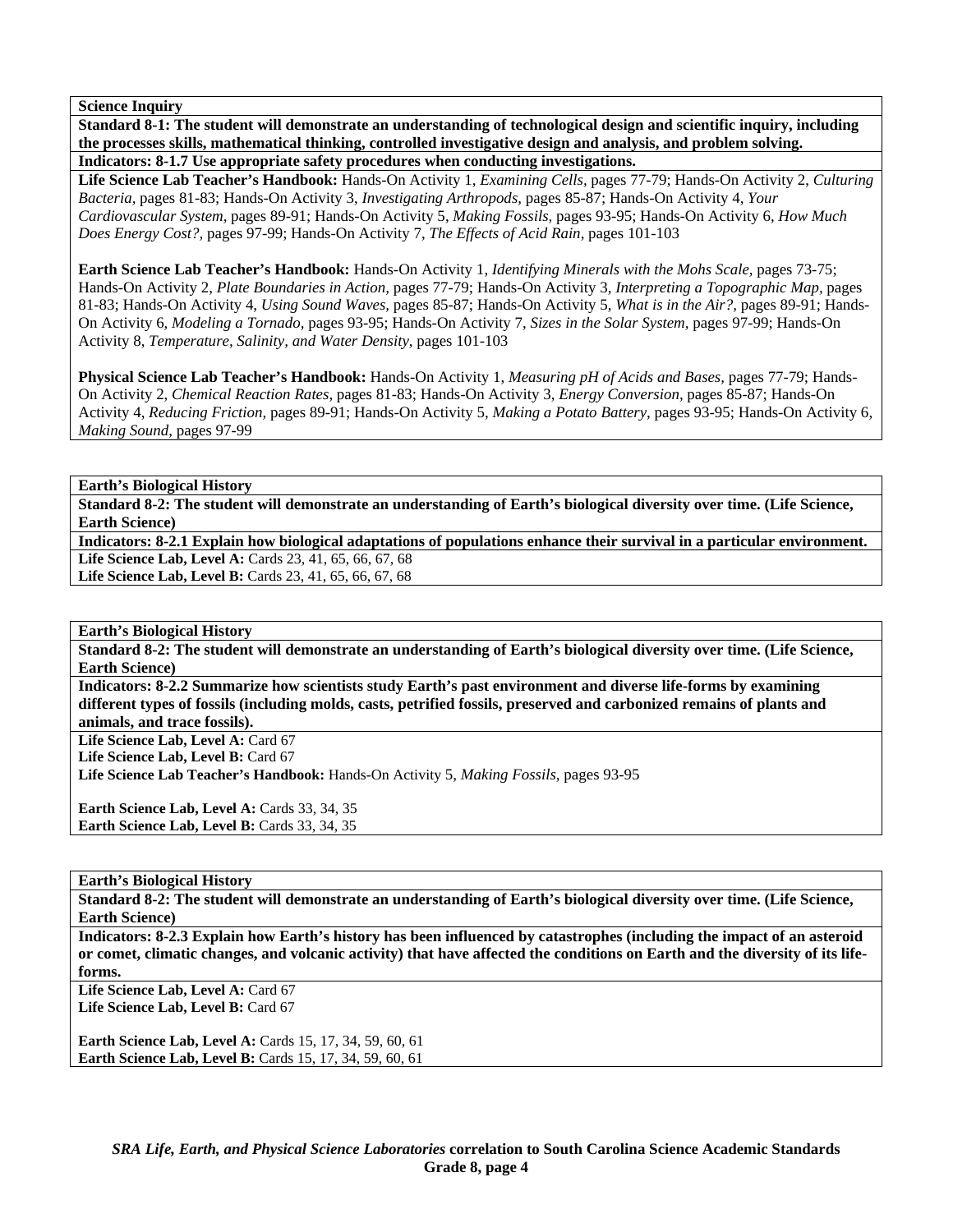**Science Inquiry**

**Standard 8-1: The student will demonstrate an understanding of technological design and scientific inquiry, including the processes skills, mathematical thinking, controlled investigative design and analysis, and problem solving.**

**Indicators: 8-1.7 Use appropriate safety procedures when conducting investigations.**

**Life Science Lab Teacher's Handbook:** Hands-On Activity 1, *Examining Cells,* pages 77-79; Hands-On Activity 2, *Culturing Bacteria,* pages 81-83; Hands-On Activity 3, *Investigating Arthropods,* pages 85-87; Hands-On Activity 4, *Your Cardiovascular System,* pages 89-91; Hands-On Activity 5, *Making Fossils,* pages 93-95; Hands-On Activity 6, *How Much Does Energy Cost?,* pages 97-99; Hands-On Activity 7, *The Effects of Acid Rain,* pages 101-103

**Earth Science Lab Teacher's Handbook:** Hands-On Activity 1, *Identifying Minerals with the Mohs Scale,* pages 73-75; Hands-On Activity 2, *Plate Boundaries in Action,* pages 77-79; Hands-On Activity 3, *Interpreting a Topographic Map,* pages 81-83; Hands-On Activity 4, *Using Sound Waves,* pages 85-87; Hands-On Activity 5, *What is in the Air?,* pages 89-91; Hands-On Activity 6, *Modeling a Tornado,* pages 93-95; Hands-On Activity 7, *Sizes in the Solar System,* pages 97-99; Hands-On Activity 8, *Temperature, Salinity, and Water Density,* pages 101-103

**Physical Science Lab Teacher's Handbook:** Hands-On Activity 1, *Measuring pH of Acids and Bases,* pages 77-79; Hands-On Activity 2, *Chemical Reaction Rates,* pages 81-83; Hands-On Activity 3, *Energy Conversion,* pages 85-87; Hands-On Activity 4, *Reducing Friction,* pages 89-91; Hands-On Activity 5, *Making a Potato Battery,* pages 93-95; Hands-On Activity 6, *Making Sound,* pages 97-99

---

**Earth's Biological History**

**Standard 8-2: The student will demonstrate an understanding of Earth's biological diversity over time. (Life Science, Earth Science)**

**Indicators: 8-2.1 Explain how biological adaptations of populations enhance their survival in a particular environment.**

**Life Science Lab, Level A:** Cards 23, 41, 65, 66, 67, 68
**Life Science Lab, Level B:** Cards 23, 41, 65, 66, 67, 68

---

**Earth's Biological History**

**Standard 8-2: The student will demonstrate an understanding of Earth's biological diversity over time. (Life Science, Earth Science)**

**Indicators: 8-2.2 Summarize how scientists study Earth's past environment and diverse life-forms by examining different types of fossils (including molds, casts, petrified fossils, preserved and carbonized remains of plants and animals, and trace fossils).**

**Life Science Lab, Level A:** Card 67
**Life Science Lab, Level B:** Card 67
**Life Science Lab Teacher's Handbook:** Hands-On Activity 5, *Making Fossils,* pages 93-95

**Earth Science Lab, Level A:** Cards 33, 34, 35
**Earth Science Lab, Level B:** Cards 33, 34, 35

---

**Earth's Biological History**

**Standard 8-2: The student will demonstrate an understanding of Earth's biological diversity over time. (Life Science, Earth Science)**

**Indicators: 8-2.3 Explain how Earth's history has been influenced by catastrophes (including the impact of an asteroid or comet, climatic changes, and volcanic activity) that have affected the conditions on Earth and the diversity of its life-forms.**

**Life Science Lab, Level A:** Card 67
**Life Science Lab, Level B:** Card 67

**Earth Science Lab, Level A:** Cards 15, 17, 34, 59, 60, 61
**Earth Science Lab, Level B:** Cards 15, 17, 34, 59, 60, 61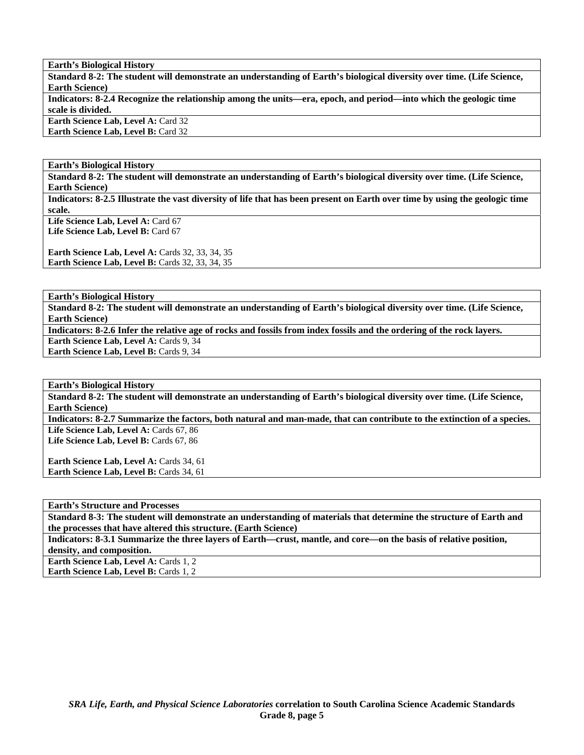| **Earth's Biological History** |
|---|
| **Standard 8-2: The student will demonstrate an understanding of Earth's biological diversity over time. (Life Science, Earth Science)** |
| **Indicators: 8-2.4 Recognize the relationship among the units—era, epoch, and period—into which the geologic time scale is divided.** |
| **Earth Science Lab, Level A:** Card 32<br>**Earth Science Lab, Level B:** Card 32 |

| **Earth's Biological History** |
|---|
| **Standard 8-2: The student will demonstrate an understanding of Earth's biological diversity over time. (Life Science, Earth Science)** |
| **Indicators: 8-2.5 Illustrate the vast diversity of life that has been present on Earth over time by using the geologic time scale.** |
| **Life Science Lab, Level A:** Card 67<br>**Life Science Lab, Level B:** Card 67<br><br>**Earth Science Lab, Level A:** Cards 32, 33, 34, 35<br>**Earth Science Lab, Level B:** Cards 32, 33, 34, 35 |

| **Earth's Biological History** |
|---|
| **Standard 8-2: The student will demonstrate an understanding of Earth's biological diversity over time. (Life Science, Earth Science)** |
| **Indicators: 8-2.6 Infer the relative age of rocks and fossils from index fossils and the ordering of the rock layers.** |
| **Earth Science Lab, Level A:** Cards 9, 34<br>**Earth Science Lab, Level B:** Cards 9, 34 |

| **Earth's Biological History** |
|---|
| **Standard 8-2: The student will demonstrate an understanding of Earth's biological diversity over time. (Life Science, Earth Science)** |
| **Indicators: 8-2.7 Summarize the factors, both natural and man-made, that can contribute to the extinction of a species.** |
| **Life Science Lab, Level A:** Cards 67, 86<br>**Life Science Lab, Level B:** Cards 67, 86<br><br>**Earth Science Lab, Level A:** Cards 34, 61<br>**Earth Science Lab, Level B:** Cards 34, 61 |

| **Earth's Structure and Processes** |
|---|
| **Standard 8-3: The student will demonstrate an understanding of materials that determine the structure of Earth and the processes that have altered this structure. (Earth Science)** |
| **Indicators: 8-3.1 Summarize the three layers of Earth—crust, mantle, and core—on the basis of relative position, density, and composition.** |
| **Earth Science Lab, Level A:** Cards 1, 2<br>**Earth Science Lab, Level B:** Cards 1, 2 |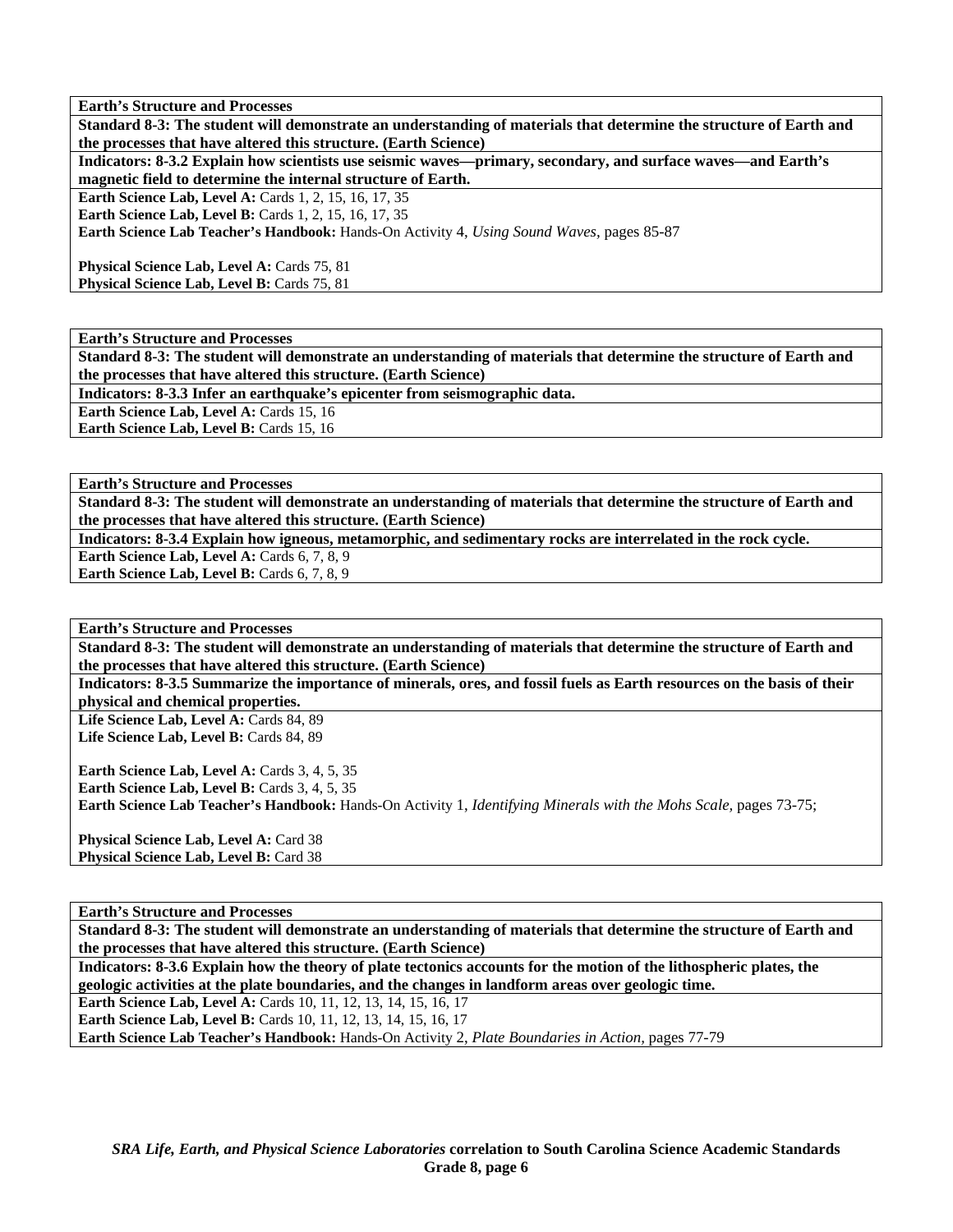**Earth's Structure and Processes**

**Standard 8-3: The student will demonstrate an understanding of materials that determine the structure of Earth and the processes that have altered this structure. (Earth Science)**

**Indicators: 8-3.2 Explain how scientists use seismic waves—primary, secondary, and surface waves—and Earth's magnetic field to determine the internal structure of Earth.**

**Earth Science Lab, Level A:** Cards 1, 2, 15, 16, 17, 35
**Earth Science Lab, Level B:** Cards 1, 2, 15, 16, 17, 35
**Earth Science Lab Teacher's Handbook:** Hands-On Activity 4, *Using Sound Waves,* pages 85-87

**Physical Science Lab, Level A:** Cards 75, 81
**Physical Science Lab, Level B:** Cards 75, 81

**Earth's Structure and Processes**

**Standard 8-3: The student will demonstrate an understanding of materials that determine the structure of Earth and the processes that have altered this structure. (Earth Science)**

**Indicators: 8-3.3 Infer an earthquake's epicenter from seismographic data.**

**Earth Science Lab, Level A:** Cards 15, 16
**Earth Science Lab, Level B:** Cards 15, 16

**Earth's Structure and Processes**

**Standard 8-3: The student will demonstrate an understanding of materials that determine the structure of Earth and the processes that have altered this structure. (Earth Science)**

**Indicators: 8-3.4 Explain how igneous, metamorphic, and sedimentary rocks are interrelated in the rock cycle.**

**Earth Science Lab, Level A:** Cards 6, 7, 8, 9
**Earth Science Lab, Level B:** Cards 6, 7, 8, 9

**Earth's Structure and Processes**

**Standard 8-3: The student will demonstrate an understanding of materials that determine the structure of Earth and the processes that have altered this structure. (Earth Science)**

**Indicators: 8-3.5 Summarize the importance of minerals, ores, and fossil fuels as Earth resources on the basis of their physical and chemical properties.**

**Life Science Lab, Level A:** Cards 84, 89
**Life Science Lab, Level B:** Cards 84, 89

**Earth Science Lab, Level A:** Cards 3, 4, 5, 35
**Earth Science Lab, Level B:** Cards 3, 4, 5, 35
**Earth Science Lab Teacher's Handbook:** Hands-On Activity 1, *Identifying Minerals with the Mohs Scale,* pages 73-75;

**Physical Science Lab, Level A:** Card 38
**Physical Science Lab, Level B:** Card 38

**Earth's Structure and Processes**

**Standard 8-3: The student will demonstrate an understanding of materials that determine the structure of Earth and the processes that have altered this structure. (Earth Science)**

**Indicators: 8-3.6 Explain how the theory of plate tectonics accounts for the motion of the lithospheric plates, the geologic activities at the plate boundaries, and the changes in landform areas over geologic time.**

**Earth Science Lab, Level A:** Cards 10, 11, 12, 13, 14, 15, 16, 17
**Earth Science Lab, Level B:** Cards 10, 11, 12, 13, 14, 15, 16, 17
**Earth Science Lab Teacher's Handbook:** Hands-On Activity 2, *Plate Boundaries in Action,* pages 77-79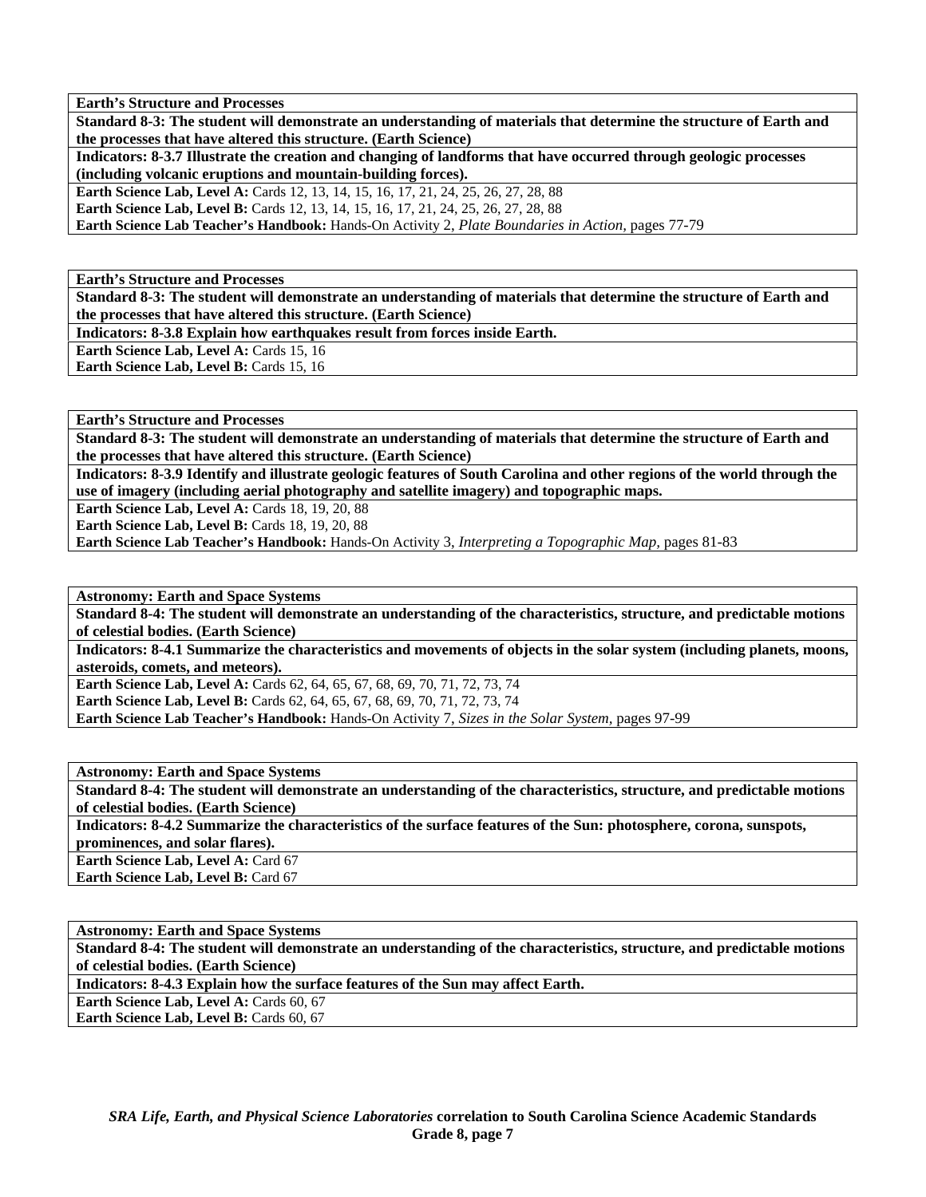**Earth's Structure and Processes**

**Standard 8-3: The student will demonstrate an understanding of materials that determine the structure of Earth and the processes that have altered this structure. (Earth Science)**

**Indicators: 8-3.7 Illustrate the creation and changing of landforms that have occurred through geologic processes (including volcanic eruptions and mountain-building forces).**

**Earth Science Lab, Level A:** Cards 12, 13, 14, 15, 16, 17, 21, 24, 25, 26, 27, 28, 88
**Earth Science Lab, Level B:** Cards 12, 13, 14, 15, 16, 17, 21, 24, 25, 26, 27, 28, 88
**Earth Science Lab Teacher's Handbook:** Hands-On Activity 2, *Plate Boundaries in Action,* pages 77-79

**Earth's Structure and Processes**

**Standard 8-3: The student will demonstrate an understanding of materials that determine the structure of Earth and the processes that have altered this structure. (Earth Science)**

**Indicators: 8-3.8 Explain how earthquakes result from forces inside Earth.**

**Earth Science Lab, Level A:** Cards 15, 16
**Earth Science Lab, Level B:** Cards 15, 16

**Earth's Structure and Processes**

**Standard 8-3: The student will demonstrate an understanding of materials that determine the structure of Earth and the processes that have altered this structure. (Earth Science)**

**Indicators: 8-3.9 Identify and illustrate geologic features of South Carolina and other regions of the world through the use of imagery (including aerial photography and satellite imagery) and topographic maps.**

**Earth Science Lab, Level A:** Cards 18, 19, 20, 88
**Earth Science Lab, Level B:** Cards 18, 19, 20, 88
**Earth Science Lab Teacher's Handbook:** Hands-On Activity 3, *Interpreting a Topographic Map,* pages 81-83

**Astronomy: Earth and Space Systems**

**Standard 8-4: The student will demonstrate an understanding of the characteristics, structure, and predictable motions of celestial bodies. (Earth Science)**

**Indicators: 8-4.1 Summarize the characteristics and movements of objects in the solar system (including planets, moons, asteroids, comets, and meteors).**

**Earth Science Lab, Level A:** Cards 62, 64, 65, 67, 68, 69, 70, 71, 72, 73, 74
**Earth Science Lab, Level B:** Cards 62, 64, 65, 67, 68, 69, 70, 71, 72, 73, 74
**Earth Science Lab Teacher's Handbook:** Hands-On Activity 7, *Sizes in the Solar System,* pages 97-99

**Astronomy: Earth and Space Systems**

**Standard 8-4: The student will demonstrate an understanding of the characteristics, structure, and predictable motions of celestial bodies. (Earth Science)**

**Indicators: 8-4.2 Summarize the characteristics of the surface features of the Sun: photosphere, corona, sunspots, prominences, and solar flares).**

**Earth Science Lab, Level A:** Card 67
**Earth Science Lab, Level B:** Card 67

**Astronomy: Earth and Space Systems**

**Standard 8-4: The student will demonstrate an understanding of the characteristics, structure, and predictable motions of celestial bodies. (Earth Science)**

**Indicators: 8-4.3 Explain how the surface features of the Sun may affect Earth.**

**Earth Science Lab, Level A:** Cards 60, 67
**Earth Science Lab, Level B:** Cards 60, 67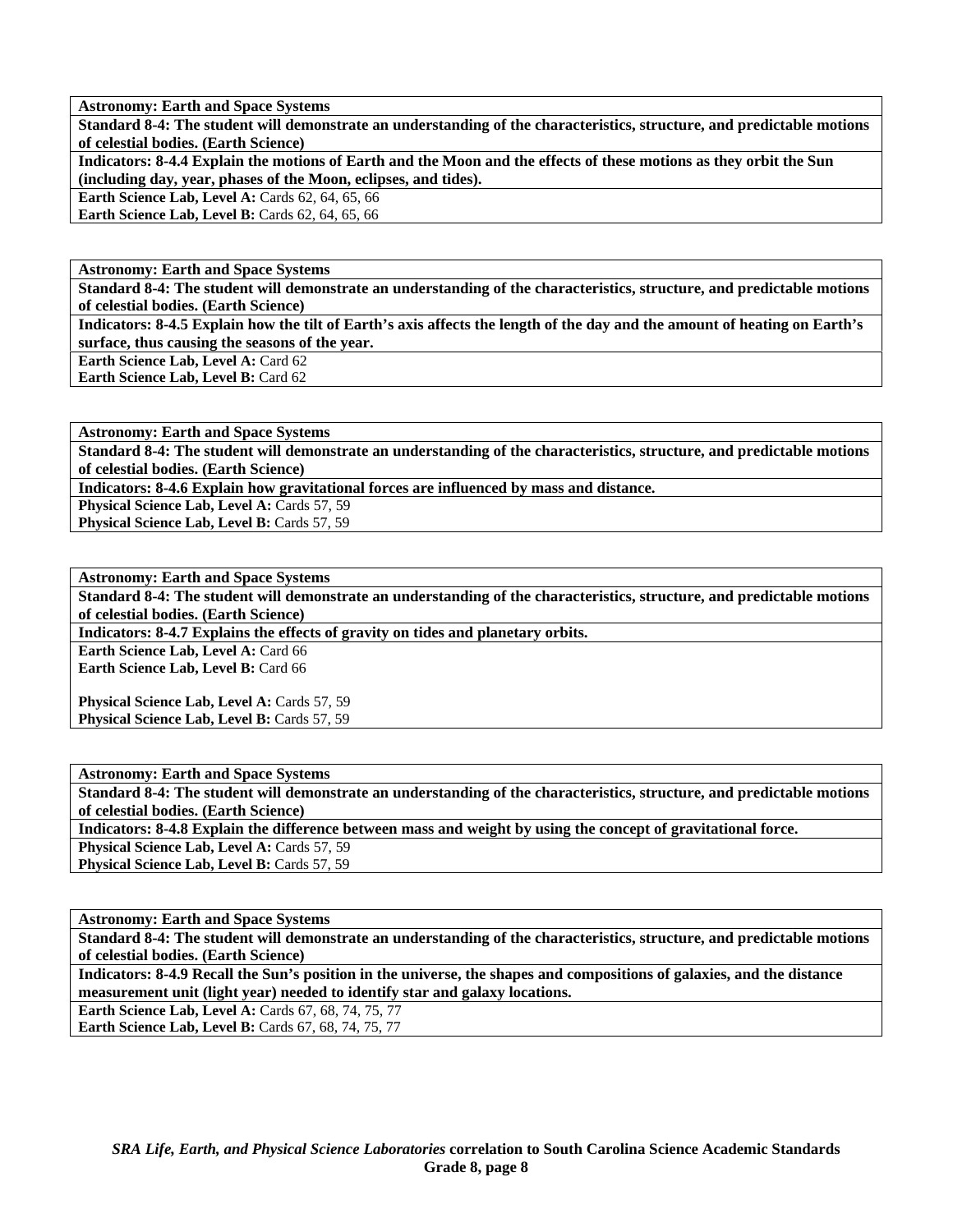| Astronomy: Earth and Space Systems |
|---|
| **Standard 8-4: The student will demonstrate an understanding of the characteristics, structure, and predictable motions of celestial bodies. (Earth Science)** |
| **Indicators: 8-4.4 Explain the motions of Earth and the Moon and the effects of these motions as they orbit the Sun (including day, year, phases of the Moon, eclipses, and tides).** |
| **Earth Science Lab, Level A:** Cards 62, 64, 65, 66<br>**Earth Science Lab, Level B:** Cards 62, 64, 65, 66 |

| Astronomy: Earth and Space Systems |
|---|
| **Standard 8-4: The student will demonstrate an understanding of the characteristics, structure, and predictable motions of celestial bodies. (Earth Science)** |
| **Indicators: 8-4.5 Explain how the tilt of Earth's axis affects the length of the day and the amount of heating on Earth's surface, thus causing the seasons of the year.** |
| **Earth Science Lab, Level A:** Card 62<br>**Earth Science Lab, Level B:** Card 62 |

| Astronomy: Earth and Space Systems |
|---|
| **Standard 8-4: The student will demonstrate an understanding of the characteristics, structure, and predictable motions of celestial bodies. (Earth Science)** |
| **Indicators: 8-4.6 Explain how gravitational forces are influenced by mass and distance.** |
| **Physical Science Lab, Level A:** Cards 57, 59<br>**Physical Science Lab, Level B:** Cards 57, 59 |

| Astronomy: Earth and Space Systems |
|---|
| **Standard 8-4: The student will demonstrate an understanding of the characteristics, structure, and predictable motions of celestial bodies. (Earth Science)** |
| **Indicators: 8-4.7 Explains the effects of gravity on tides and planetary orbits.** |
| **Earth Science Lab, Level A:** Card 66<br>**Earth Science Lab, Level B:** Card 66<br><br>**Physical Science Lab, Level A:** Cards 57, 59<br>**Physical Science Lab, Level B:** Cards 57, 59 |

| Astronomy: Earth and Space Systems |
|---|
| **Standard 8-4: The student will demonstrate an understanding of the characteristics, structure, and predictable motions of celestial bodies. (Earth Science)** |
| **Indicators: 8-4.8 Explain the difference between mass and weight by using the concept of gravitational force.** |
| **Physical Science Lab, Level A:** Cards 57, 59<br>**Physical Science Lab, Level B:** Cards 57, 59 |

| Astronomy: Earth and Space Systems |
|---|
| **Standard 8-4: The student will demonstrate an understanding of the characteristics, structure, and predictable motions of celestial bodies. (Earth Science)** |
| **Indicators: 8-4.9 Recall the Sun's position in the universe, the shapes and compositions of galaxies, and the distance measurement unit (light year) needed to identify star and galaxy locations.** |
| **Earth Science Lab, Level A:** Cards 67, 68, 74, 75, 77<br>**Earth Science Lab, Level B:** Cards 67, 68, 74, 75, 77 |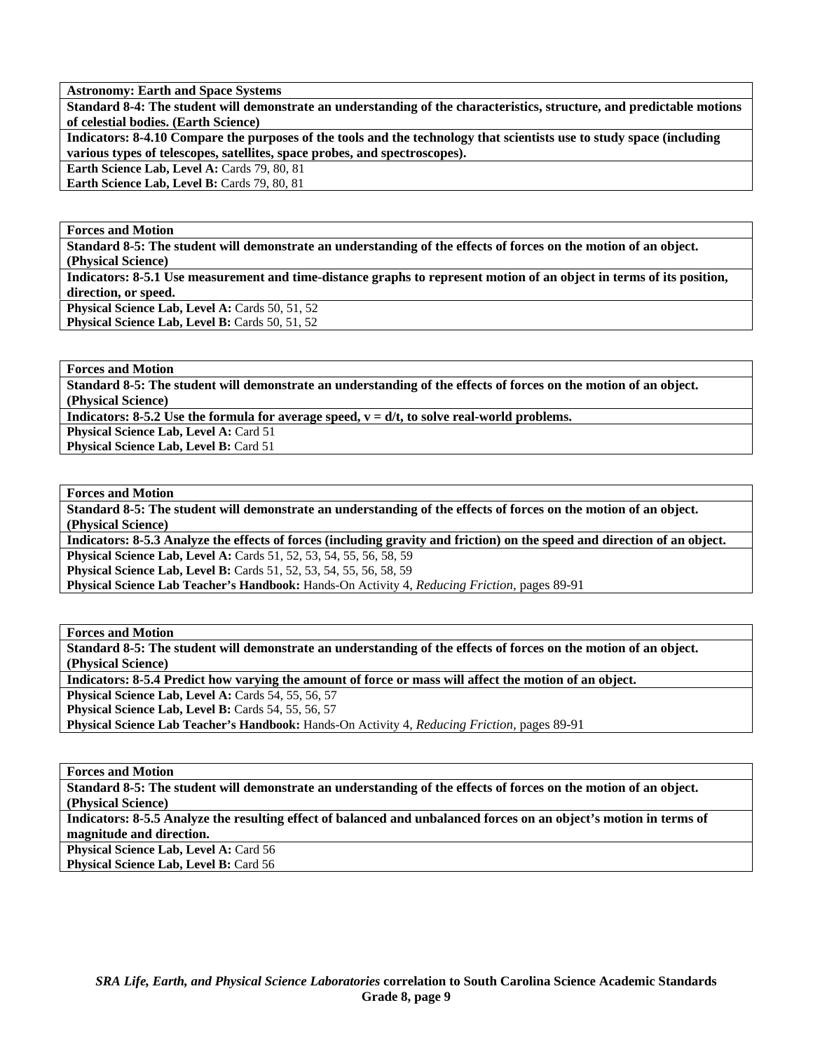| **Astronomy: Earth and Space Systems** |
|---|
| **Standard 8-4: The student will demonstrate an understanding of the characteristics, structure, and predictable motions of celestial bodies. (Earth Science)** |
| **Indicators: 8-4.10 Compare the purposes of the tools and the technology that scientists use to study space (including various types of telescopes, satellites, space probes, and spectroscopes).** |
| **Earth Science Lab, Level A:** Cards 79, 80, 81<br>**Earth Science Lab, Level B:** Cards 79, 80, 81 |

| **Forces and Motion** |
|---|
| **Standard 8-5: The student will demonstrate an understanding of the effects of forces on the motion of an object. (Physical Science)** |
| **Indicators: 8-5.1 Use measurement and time-distance graphs to represent motion of an object in terms of its position, direction, or speed.** |
| **Physical Science Lab, Level A:** Cards 50, 51, 52<br>**Physical Science Lab, Level B:** Cards 50, 51, 52 |

| **Forces and Motion** |
|---|
| **Standard 8-5: The student will demonstrate an understanding of the effects of forces on the motion of an object. (Physical Science)** |
| **Indicators: 8-5.2 Use the formula for average speed, $v = d/t$, to solve real-world problems.** |
| **Physical Science Lab, Level A:** Card 51<br>**Physical Science Lab, Level B:** Card 51 |

| **Forces and Motion** |
|---|
| **Standard 8-5: The student will demonstrate an understanding of the effects of forces on the motion of an object. (Physical Science)** |
| **Indicators: 8-5.3 Analyze the effects of forces (including gravity and friction) on the speed and direction of an object.** |
| **Physical Science Lab, Level A:** Cards 51, 52, 53, 54, 55, 56, 58, 59<br>**Physical Science Lab, Level B:** Cards 51, 52, 53, 54, 55, 56, 58, 59<br>**Physical Science Lab Teacher's Handbook:** Hands-On Activity 4, *Reducing Friction,* pages 89-91 |

| **Forces and Motion** |
|---|
| **Standard 8-5: The student will demonstrate an understanding of the effects of forces on the motion of an object. (Physical Science)** |
| **Indicators: 8-5.4 Predict how varying the amount of force or mass will affect the motion of an object.** |
| **Physical Science Lab, Level A:** Cards 54, 55, 56, 57<br>**Physical Science Lab, Level B:** Cards 54, 55, 56, 57<br>**Physical Science Lab Teacher's Handbook:** Hands-On Activity 4, *Reducing Friction,* pages 89-91 |

| **Forces and Motion** |
|---|
| **Standard 8-5: The student will demonstrate an understanding of the effects of forces on the motion of an object. (Physical Science)** |
| **Indicators: 8-5.5 Analyze the resulting effect of balanced and unbalanced forces on an object's motion in terms of magnitude and direction.** |
| **Physical Science Lab, Level A:** Card 56<br>**Physical Science Lab, Level B:** Card 56 |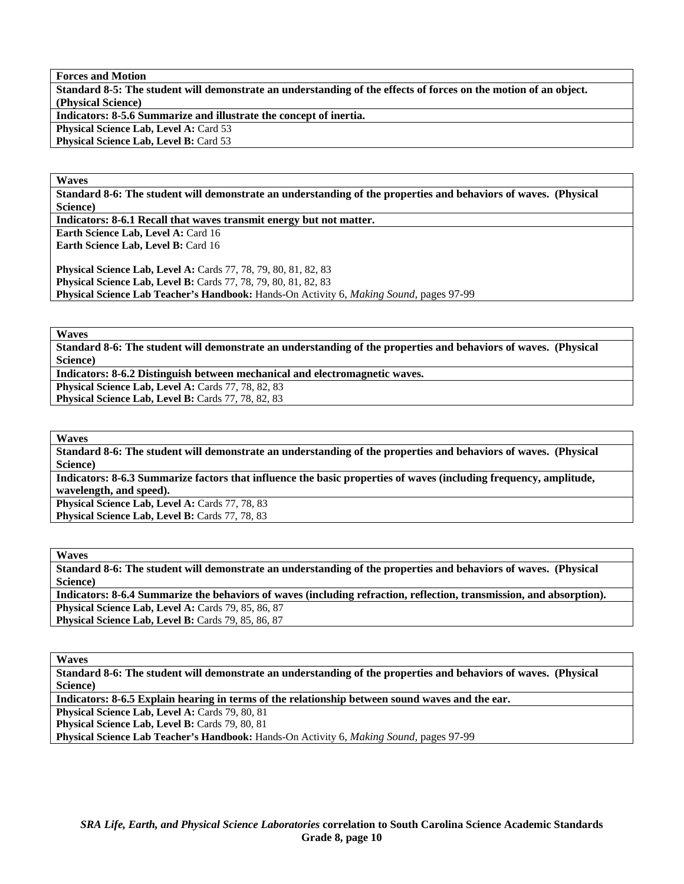**Forces and Motion**

**Standard 8-5: The student will demonstrate an understanding of the effects of forces on the motion of an object. (Physical Science)**

**Indicators: 8-5.6 Summarize and illustrate the concept of inertia.**

**Physical Science Lab, Level A:** Card 53
**Physical Science Lab, Level B:** Card 53

**Waves**

**Standard 8-6: The student will demonstrate an understanding of the properties and behaviors of waves. (Physical Science)**

**Indicators: 8-6.1 Recall that waves transmit energy but not matter.**

**Earth Science Lab, Level A:** Card 16
**Earth Science Lab, Level B:** Card 16

**Physical Science Lab, Level A:** Cards 77, 78, 79, 80, 81, 82, 83
**Physical Science Lab, Level B:** Cards 77, 78, 79, 80, 81, 82, 83
**Physical Science Lab Teacher's Handbook:** Hands-On Activity 6, *Making Sound,* pages 97-99

**Waves**

**Standard 8-6: The student will demonstrate an understanding of the properties and behaviors of waves. (Physical Science)**

**Indicators: 8-6.2 Distinguish between mechanical and electromagnetic waves.**

**Physical Science Lab, Level A:** Cards 77, 78, 82, 83
**Physical Science Lab, Level B:** Cards 77, 78, 82, 83

**Waves**

**Standard 8-6: The student will demonstrate an understanding of the properties and behaviors of waves. (Physical Science)**

**Indicators: 8-6.3 Summarize factors that influence the basic properties of waves (including frequency, amplitude, wavelength, and speed).**

**Physical Science Lab, Level A:** Cards 77, 78, 83
**Physical Science Lab, Level B:** Cards 77, 78, 83

**Waves**

**Standard 8-6: The student will demonstrate an understanding of the properties and behaviors of waves. (Physical Science)**

**Indicators: 8-6.4 Summarize the behaviors of waves (including refraction, reflection, transmission, and absorption).**

**Physical Science Lab, Level A:** Cards 79, 85, 86, 87
**Physical Science Lab, Level B:** Cards 79, 85, 86, 87

**Waves**

**Standard 8-6: The student will demonstrate an understanding of the properties and behaviors of waves. (Physical Science)**

**Indicators: 8-6.5 Explain hearing in terms of the relationship between sound waves and the ear.**

**Physical Science Lab, Level A:** Cards 79, 80, 81
**Physical Science Lab, Level B:** Cards 79, 80, 81
**Physical Science Lab Teacher's Handbook:** Hands-On Activity 6, *Making Sound,* pages 97-99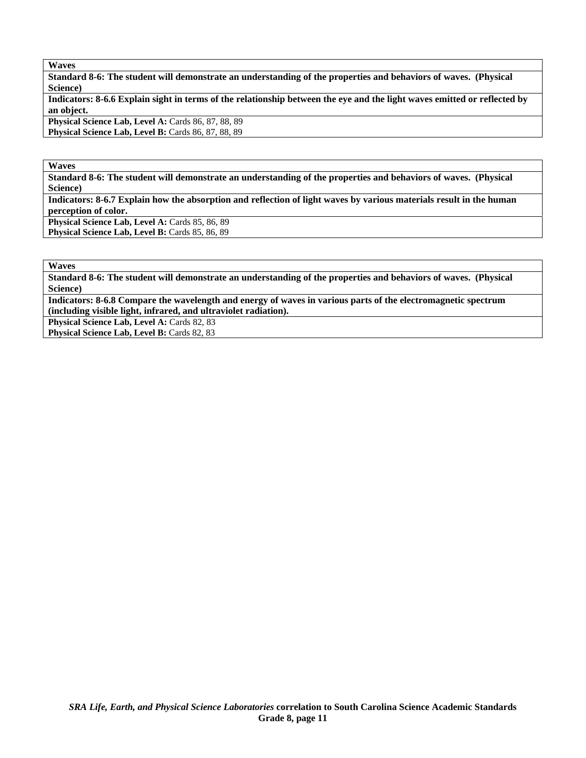**Waves**

**Standard 8-6: The student will demonstrate an understanding of the properties and behaviors of waves. (Physical Science)**

**Indicators: 8-6.6 Explain sight in terms of the relationship between the eye and the light waves emitted or reflected by an object.**

**Physical Science Lab, Level A:** Cards 86, 87, 88, 89
**Physical Science Lab, Level B:** Cards 86, 87, 88, 89

**Waves**

**Standard 8-6: The student will demonstrate an understanding of the properties and behaviors of waves. (Physical Science)**

**Indicators: 8-6.7 Explain how the absorption and reflection of light waves by various materials result in the human perception of color.**

**Physical Science Lab, Level A:** Cards 85, 86, 89
**Physical Science Lab, Level B:** Cards 85, 86, 89

**Waves**

**Standard 8-6: The student will demonstrate an understanding of the properties and behaviors of waves. (Physical Science)**

**Indicators: 8-6.8 Compare the wavelength and energy of waves in various parts of the electromagnetic spectrum (including visible light, infrared, and ultraviolet radiation).**

**Physical Science Lab, Level A:** Cards 82, 83
**Physical Science Lab, Level B:** Cards 82, 83